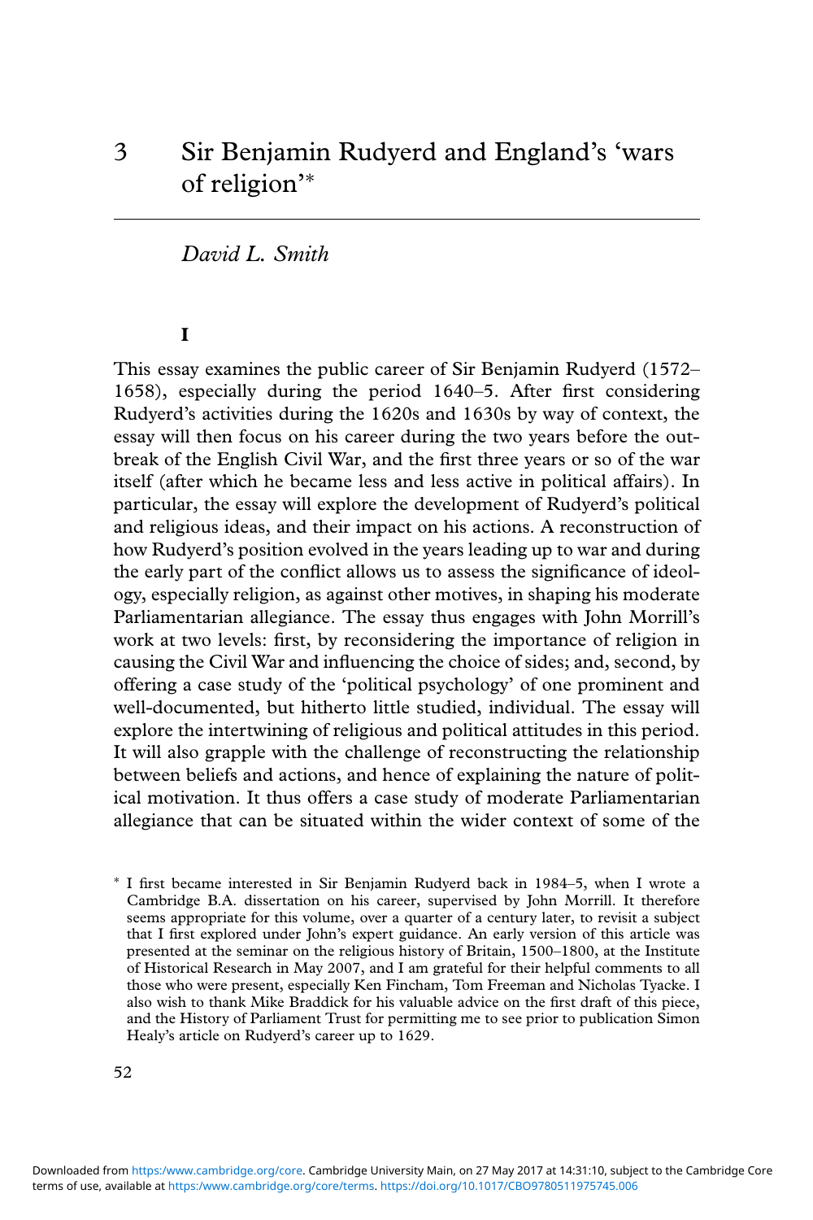# 3 Sir Benjamin Rudyerd and England's 'wars of religion'*

*David L. Smith*

## I

This essay examines the public career of Sir Benjamin Rudyerd (1572–1658), especially during the period 1640–5. After first considering Rudyerd's activities during the 1620s and 1630s by way of context, the essay will then focus on his career during the two years before the outbreak of the English Civil War, and the first three years or so of the war itself (after which he became less and less active in political affairs). In particular, the essay will explore the development of Rudyerd's political and religious ideas, and their impact on his actions. A reconstruction of how Rudyerd's position evolved in the years leading up to war and during the early part of the conflict allows us to assess the significance of ideology, especially religion, as against other motives, in shaping his moderate Parliamentarian allegiance. The essay thus engages with John Morrill's work at two levels: first, by reconsidering the importance of religion in causing the Civil War and influencing the choice of sides; and, second, by offering a case study of the 'political psychology' of one prominent and well-documented, but hitherto little studied, individual. The essay will explore the intertwining of religious and political attitudes in this period. It will also grapple with the challenge of reconstructing the relationship between beliefs and actions, and hence of explaining the nature of political motivation. It thus offers a case study of moderate Parliamentarian allegiance that can be situated within the wider context of some of the

* I first became interested in Sir Benjamin Rudyerd back in 1984–5, when I wrote a Cambridge B.A. dissertation on his career, supervised by John Morrill. It therefore seems appropriate for this volume, over a quarter of a century later, to revisit a subject that I first explored under John's expert guidance. An early version of this article was presented at the seminar on the religious history of Britain, 1500–1800, at the Institute of Historical Research in May 2007, and I am grateful for their helpful comments to all those who were present, especially Ken Fincham, Tom Freeman and Nicholas Tyacke. I also wish to thank Mike Braddick for his valuable advice on the first draft of this piece, and the History of Parliament Trust for permitting me to see prior to publication Simon Healy's article on Rudyerd's career up to 1629.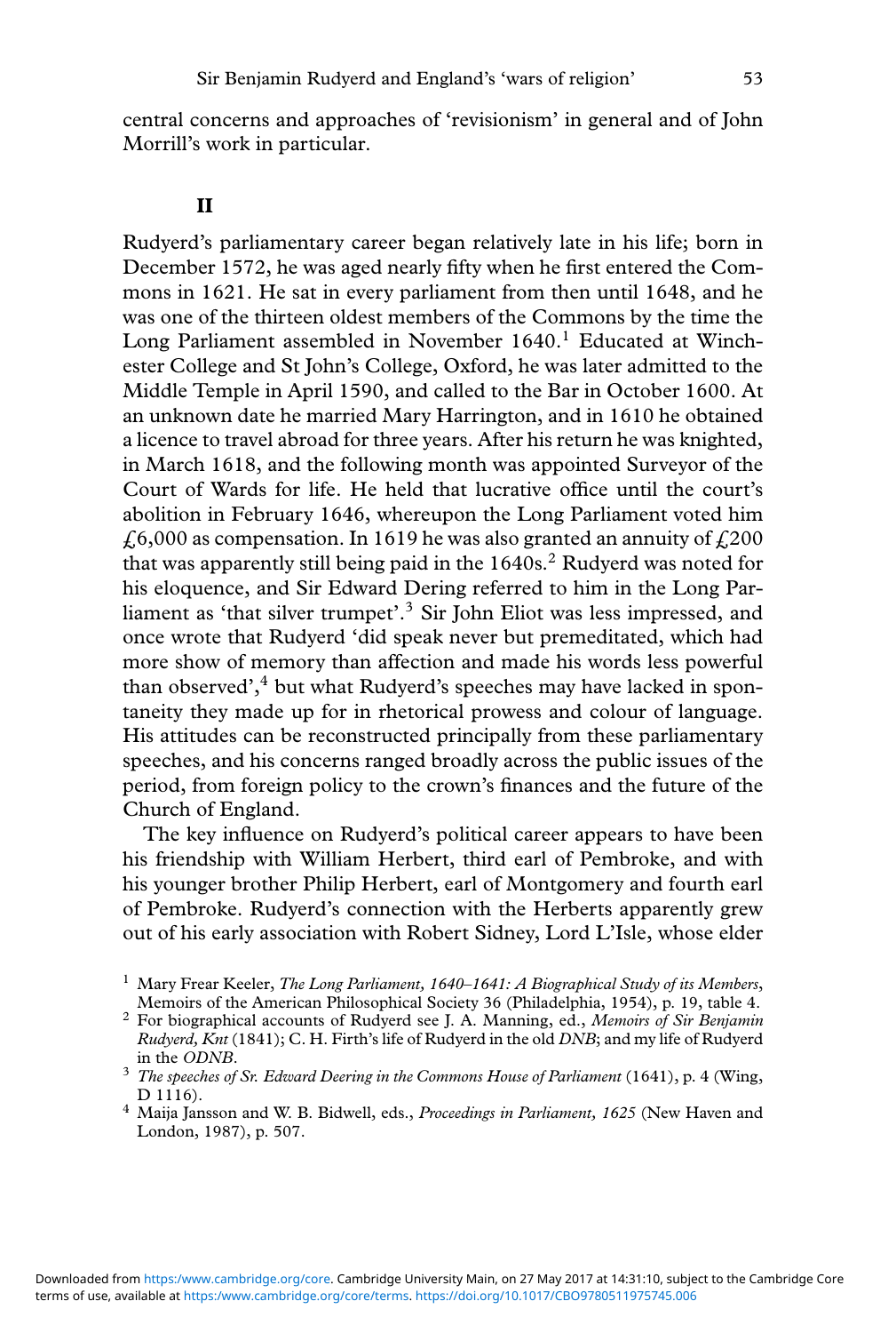central concerns and approaches of 'revisionism' in general and of John Morrill's work in particular.

## II

Rudyerd's parliamentary career began relatively late in his life; born in December 1572, he was aged nearly fifty when he first entered the Commons in 1621. He sat in every parliament from then until 1648, and he was one of the thirteen oldest members of the Commons by the time the Long Parliament assembled in November 1640.[1] Educated at Winchester College and St John's College, Oxford, he was later admitted to the Middle Temple in April 1590, and called to the Bar in October 1600. At an unknown date he married Mary Harrington, and in 1610 he obtained a licence to travel abroad for three years. After his return he was knighted, in March 1618, and the following month was appointed Surveyor of the Court of Wards for life. He held that lucrative office until the court's abolition in February 1646, whereupon the Long Parliament voted him £6,000 as compensation. In 1619 he was also granted an annuity of £200 that was apparently still being paid in the 1640s.[2] Rudyerd was noted for his eloquence, and Sir Edward Dering referred to him in the Long Parliament as 'that silver trumpet'.[3] Sir John Eliot was less impressed, and once wrote that Rudyerd 'did speak never but premeditated, which had more show of memory than affection and made his words less powerful than observed',[4] but what Rudyerd's speeches may have lacked in spontaneity they made up for in rhetorical prowess and colour of language. His attitudes can be reconstructed principally from these parliamentary speeches, and his concerns ranged broadly across the public issues of the period, from foreign policy to the crown's finances and the future of the Church of England.

The key influence on Rudyerd's political career appears to have been his friendship with William Herbert, third earl of Pembroke, and with his younger brother Philip Herbert, earl of Montgomery and fourth earl of Pembroke. Rudyerd's connection with the Herberts apparently grew out of his early association with Robert Sidney, Lord L'Isle, whose elder

---

[1] Mary Frear Keeler, *The Long Parliament, 1640–1641: A Biographical Study of its Members*, Memoirs of the American Philosophical Society 36 (Philadelphia, 1954), p. 19, table 4.

[2] For biographical accounts of Rudyerd see J. A. Manning, ed., *Memoirs of Sir Benjamin Rudyerd, Knt* (1841); C. H. Firth's life of Rudyerd in the old *DNB*; and my life of Rudyerd in the *ODNB*.

[3] *The speeches of Sr. Edward Deering in the Commons House of Parliament* (1641), p. 4 (Wing, D 1116).

[4] Maija Jansson and W. B. Bidwell, eds., *Proceedings in Parliament, 1625* (New Haven and London, 1987), p. 507.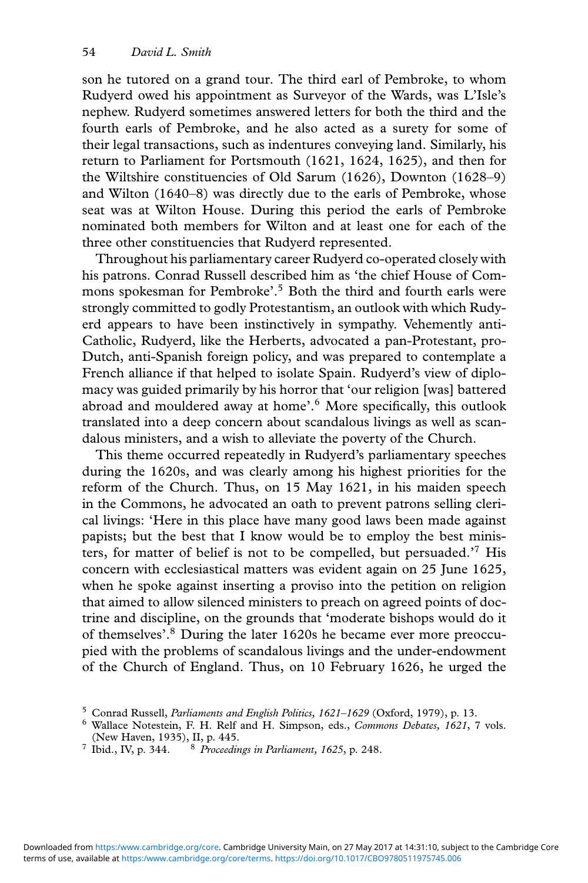son he tutored on a grand tour. The third earl of Pembroke, to whom Rudyerd owed his appointment as Surveyor of the Wards, was L'Isle's nephew. Rudyerd sometimes answered letters for both the third and the fourth earls of Pembroke, and he also acted as a surety for some of their legal transactions, such as indentures conveying land. Similarly, his return to Parliament for Portsmouth (1621, 1624, 1625), and then for the Wiltshire constituencies of Old Sarum (1626), Downton (1628–9) and Wilton (1640–8) was directly due to the earls of Pembroke, whose seat was at Wilton House. During this period the earls of Pembroke nominated both members for Wilton and at least one for each of the three other constituencies that Rudyerd represented.

Throughout his parliamentary career Rudyerd co-operated closely with his patrons. Conrad Russell described him as 'the chief House of Commons spokesman for Pembroke'.[5] Both the third and fourth earls were strongly committed to godly Protestantism, an outlook with which Rudyerd appears to have been instinctively in sympathy. Vehemently anti-Catholic, Rudyerd, like the Herberts, advocated a pan-Protestant, pro-Dutch, anti-Spanish foreign policy, and was prepared to contemplate a French alliance if that helped to isolate Spain. Rudyerd's view of diplomacy was guided primarily by his horror that 'our religion [was] battered abroad and mouldered away at home'.[6] More specifically, this outlook translated into a deep concern about scandalous livings as well as scandalous ministers, and a wish to alleviate the poverty of the Church.

This theme occurred repeatedly in Rudyerd's parliamentary speeches during the 1620s, and was clearly among his highest priorities for the reform of the Church. Thus, on 15 May 1621, in his maiden speech in the Commons, he advocated an oath to prevent patrons selling clerical livings: 'Here in this place have many good laws been made against papists; but the best that I know would be to employ the best ministers, for matter of belief is not to be compelled, but persuaded.'[7] His concern with ecclesiastical matters was evident again on 25 June 1625, when he spoke against inserting a proviso into the petition on religion that aimed to allow silenced ministers to preach on agreed points of doctrine and discipline, on the grounds that 'moderate bishops would do it of themselves'.[8] During the later 1620s he became ever more preoccupied with the problems of scandalous livings and the under-endowment of the Church of England. Thus, on 10 February 1626, he urged the

[5] Conrad Russell, *Parliaments and English Politics, 1621–1629* (Oxford, 1979), p. 13.

[6] Wallace Notestein, F. H. Relf and H. Simpson, eds., *Commons Debates, 1621*, 7 vols. (New Haven, 1935), II, p. 445.

[7] Ibid., IV, p. 344.

[8] *Proceedings in Parliament, 1625*, p. 248.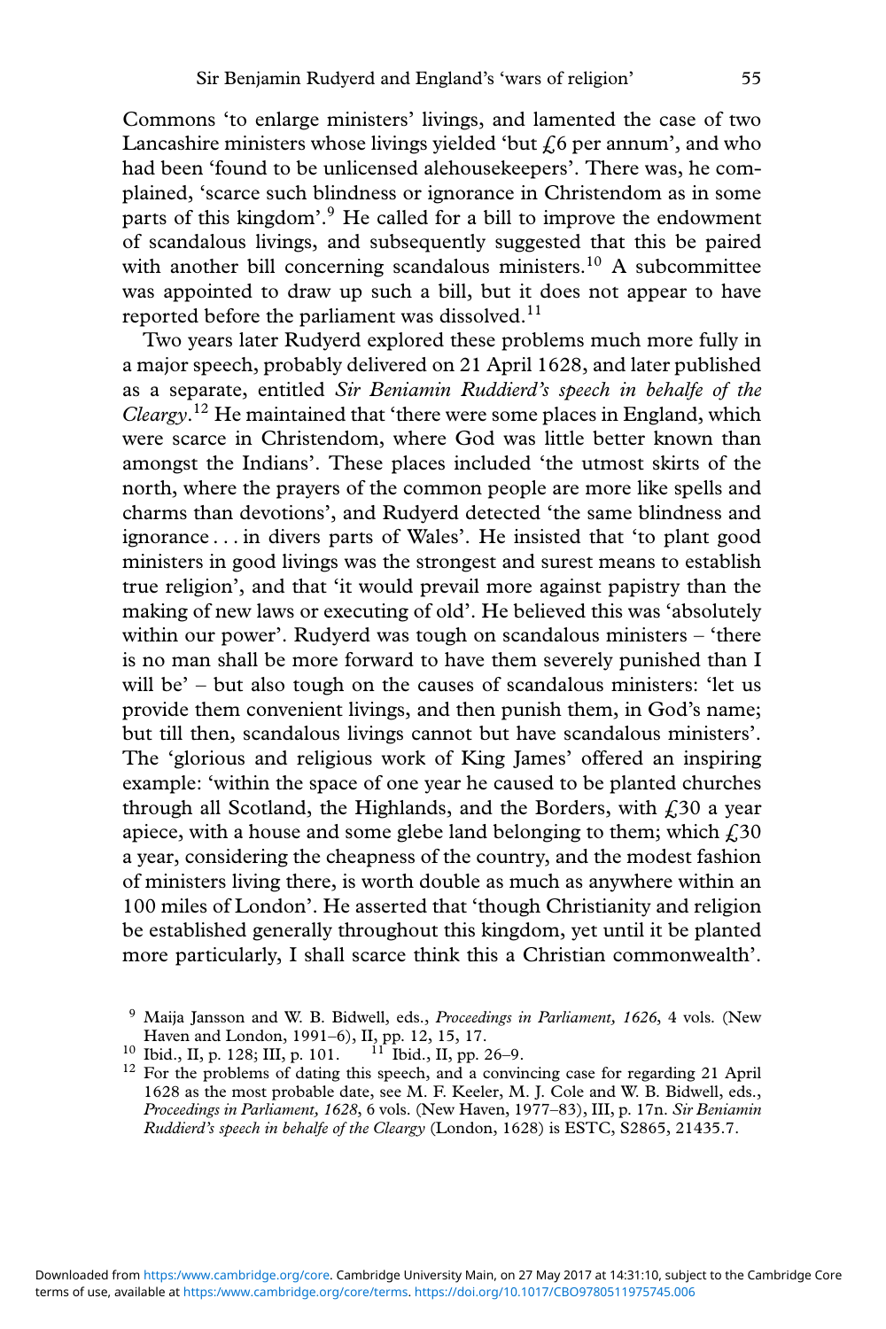Commons 'to enlarge ministers' livings, and lamented the case of two Lancashire ministers whose livings yielded 'but £6 per annum', and who had been 'found to be unlicensed alehousekeepers'. There was, he complained, 'scarce such blindness or ignorance in Christendom as in some parts of this kingdom'.[9] He called for a bill to improve the endowment of scandalous livings, and subsequently suggested that this be paired with another bill concerning scandalous ministers.[10] A subcommittee was appointed to draw up such a bill, but it does not appear to have reported before the parliament was dissolved.[11]

Two years later Rudyerd explored these problems much more fully in a major speech, probably delivered on 21 April 1628, and later published as a separate, entitled *Sir Beniamin Ruddierd's speech in behalfe of the Cleargy*.[12] He maintained that 'there were some places in England, which were scarce in Christendom, where God was little better known than amongst the Indians'. These places included 'the utmost skirts of the north, where the prayers of the common people are more like spells and charms than devotions', and Rudyerd detected 'the same blindness and ignorance . . . in divers parts of Wales'. He insisted that 'to plant good ministers in good livings was the strongest and surest means to establish true religion', and that 'it would prevail more against papistry than the making of new laws or executing of old'. He believed this was 'absolutely within our power'. Rudyerd was tough on scandalous ministers – 'there is no man shall be more forward to have them severely punished than I will be' – but also tough on the causes of scandalous ministers: 'let us provide them convenient livings, and then punish them, in God's name; but till then, scandalous livings cannot but have scandalous ministers'. The 'glorious and religious work of King James' offered an inspiring example: 'within the space of one year he caused to be planted churches through all Scotland, the Highlands, and the Borders, with £30 a year apiece, with a house and some glebe land belonging to them; which £30 a year, considering the cheapness of the country, and the modest fashion of ministers living there, is worth double as much as anywhere within an 100 miles of London'. He asserted that 'though Christianity and religion be established generally throughout this kingdom, yet until it be planted more particularly, I shall scarce think this a Christian commonwealth'.

[9] Maija Jansson and W. B. Bidwell, eds., *Proceedings in Parliament, 1626*, 4 vols. (New Haven and London, 1991–6), II, pp. 12, 15, 17.

[10] Ibid., II, p. 128; III, p. 101.

[11] Ibid., II, pp. 26–9.

[12] For the problems of dating this speech, and a convincing case for regarding 21 April 1628 as the most probable date, see M. F. Keeler, M. J. Cole and W. B. Bidwell, eds., *Proceedings in Parliament, 1628*, 6 vols. (New Haven, 1977–83), III, p. 17n. *Sir Beniamin Ruddierd's speech in behalfe of the Cleargy* (London, 1628) is ESTC, S2865, 21435.7.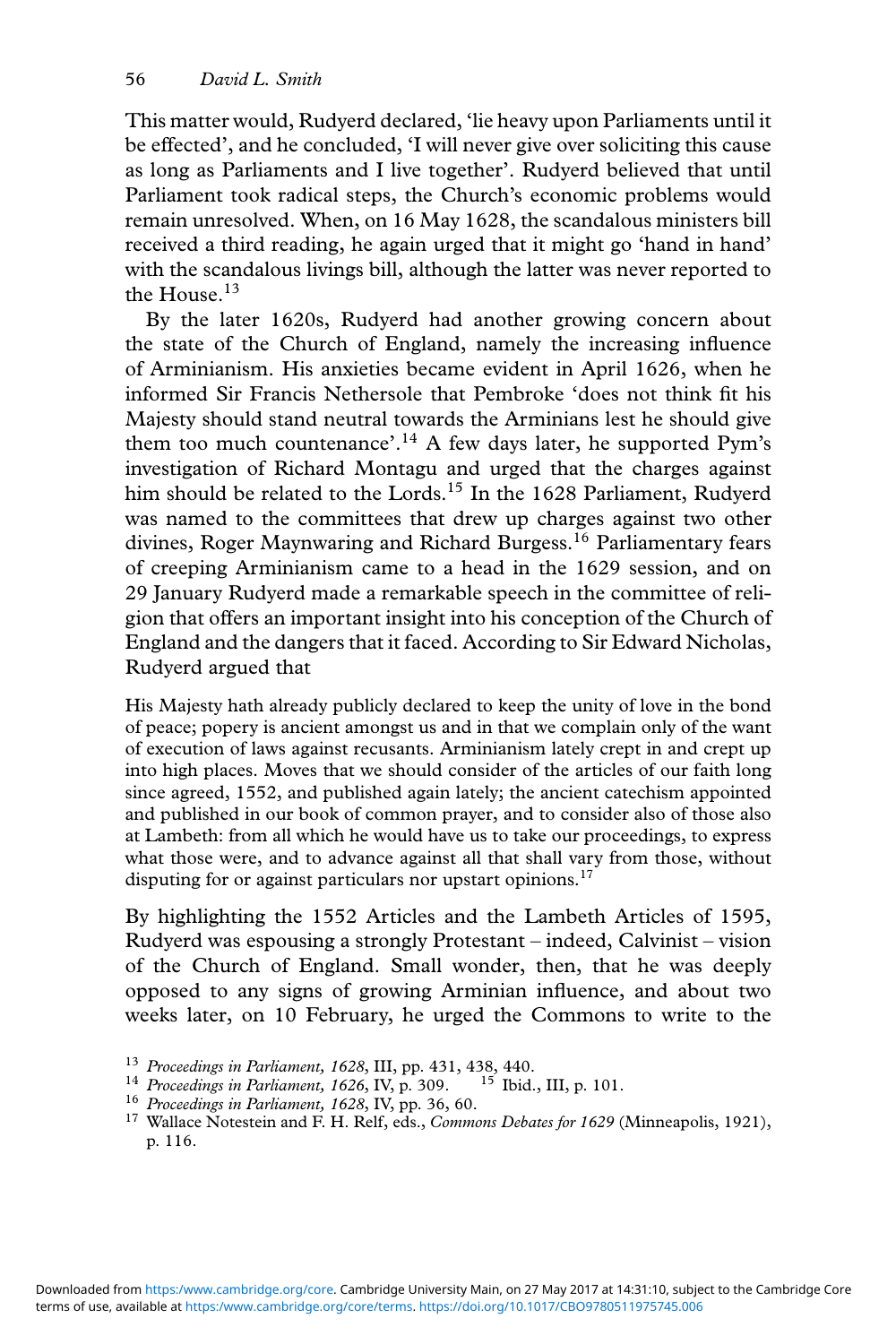This matter would, Rudyerd declared, 'lie heavy upon Parliaments until it be effected', and he concluded, 'I will never give over soliciting this cause as long as Parliaments and I live together'. Rudyerd believed that until Parliament took radical steps, the Church's economic problems would remain unresolved. When, on 16 May 1628, the scandalous ministers bill received a third reading, he again urged that it might go 'hand in hand' with the scandalous livings bill, although the latter was never reported to the House.[13]

By the later 1620s, Rudyerd had another growing concern about the state of the Church of England, namely the increasing influence of Arminianism. His anxieties became evident in April 1626, when he informed Sir Francis Nethersole that Pembroke 'does not think fit his Majesty should stand neutral towards the Arminians lest he should give them too much countenance'.[14] A few days later, he supported Pym's investigation of Richard Montagu and urged that the charges against him should be related to the Lords.[15] In the 1628 Parliament, Rudyerd was named to the committees that drew up charges against two other divines, Roger Maynwaring and Richard Burgess.[16] Parliamentary fears of creeping Arminianism came to a head in the 1629 session, and on 29 January Rudyerd made a remarkable speech in the committee of religion that offers an important insight into his conception of the Church of England and the dangers that it faced. According to Sir Edward Nicholas, Rudyerd argued that

> His Majesty hath already publicly declared to keep the unity of love in the bond of peace; popery is ancient amongst us and in that we complain only of the want of execution of laws against recusants. Arminianism lately crept in and crept up into high places. Moves that we should consider of the articles of our faith long since agreed, 1552, and published again lately; the ancient catechism appointed and published in our book of common prayer, and to consider also of those also at Lambeth: from all which he would have us to take our proceedings, to express what those were, and to advance against all that shall vary from those, without disputing for or against particulars nor upstart opinions.[17]

By highlighting the 1552 Articles and the Lambeth Articles of 1595, Rudyerd was espousing a strongly Protestant – indeed, Calvinist – vision of the Church of England. Small wonder, then, that he was deeply opposed to any signs of growing Arminian influence, and about two weeks later, on 10 February, he urged the Commons to write to the

[13] *Proceedings in Parliament, 1628*, III, pp. 431, 438, 440.

[14] *Proceedings in Parliament, 1626*, IV, p. 309.

[15] Ibid., III, p. 101.

[16] *Proceedings in Parliament, 1628*, IV, pp. 36, 60.

[17] Wallace Notestein and F. H. Relf, eds., *Commons Debates for 1629* (Minneapolis, 1921), p. 116.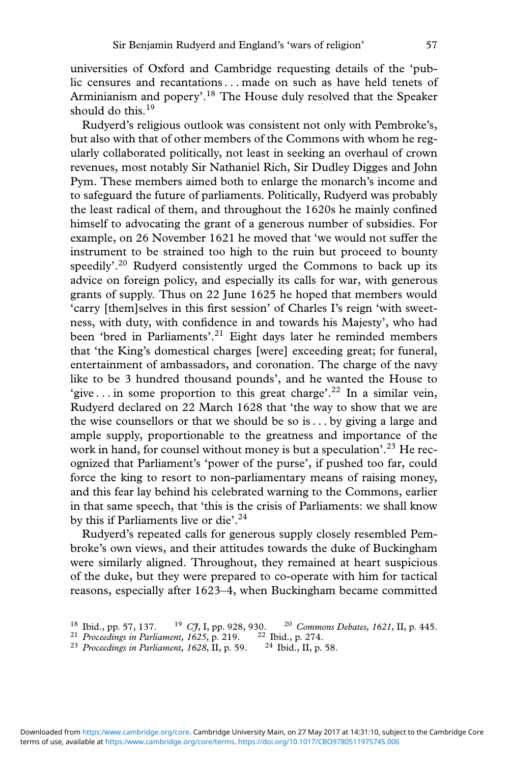universities of Oxford and Cambridge requesting details of the 'public censures and recantations . . . made on such as have held tenets of Arminianism and popery'.[18] The House duly resolved that the Speaker should do this.[19]

Rudyerd's religious outlook was consistent not only with Pembroke's, but also with that of other members of the Commons with whom he regularly collaborated politically, not least in seeking an overhaul of crown revenues, most notably Sir Nathaniel Rich, Sir Dudley Digges and John Pym. These members aimed both to enlarge the monarch's income and to safeguard the future of parliaments. Politically, Rudyerd was probably the least radical of them, and throughout the 1620s he mainly confined himself to advocating the grant of a generous number of subsidies. For example, on 26 November 1621 he moved that 'we would not suffer the instrument to be strained too high to the ruin but proceed to bounty speedily'.[20] Rudyerd consistently urged the Commons to back up its advice on foreign policy, and especially its calls for war, with generous grants of supply. Thus on 22 June 1625 he hoped that members would 'carry [them]selves in this first session' of Charles I's reign 'with sweetness, with duty, with confidence in and towards his Majesty', who had been 'bred in Parliaments'.[21] Eight days later he reminded members that 'the King's domestical charges [were] exceeding great; for funeral, entertainment of ambassadors, and coronation. The charge of the navy like to be 3 hundred thousand pounds', and he wanted the House to 'give . . . in some proportion to this great charge'.[22] In a similar vein, Rudyerd declared on 22 March 1628 that 'the way to show that we are the wise counsellors or that we should be so is . . . by giving a large and ample supply, proportionable to the greatness and importance of the work in hand, for counsel without money is but a speculation'.[23] He recognized that Parliament's 'power of the purse', if pushed too far, could force the king to resort to non-parliamentary means of raising money, and this fear lay behind his celebrated warning to the Commons, earlier in that same speech, that 'this is the crisis of Parliaments: we shall know by this if Parliaments live or die'.[24]

Rudyerd's repeated calls for generous supply closely resembled Pembroke's own views, and their attitudes towards the duke of Buckingham were similarly aligned. Throughout, they remained at heart suspicious of the duke, but they were prepared to co-operate with him for tactical reasons, especially after 1623–4, when Buckingham became committed

[18] Ibid., pp. 57, 137. [19] *CJ*, I, pp. 928, 930. [20] *Commons Debates, 1621*, II, p. 445.
[21] *Proceedings in Parliament, 1625*, p. 219. [22] Ibid., p. 274.
[23] *Proceedings in Parliament, 1628*, II, p. 59. [24] Ibid., II, p. 58.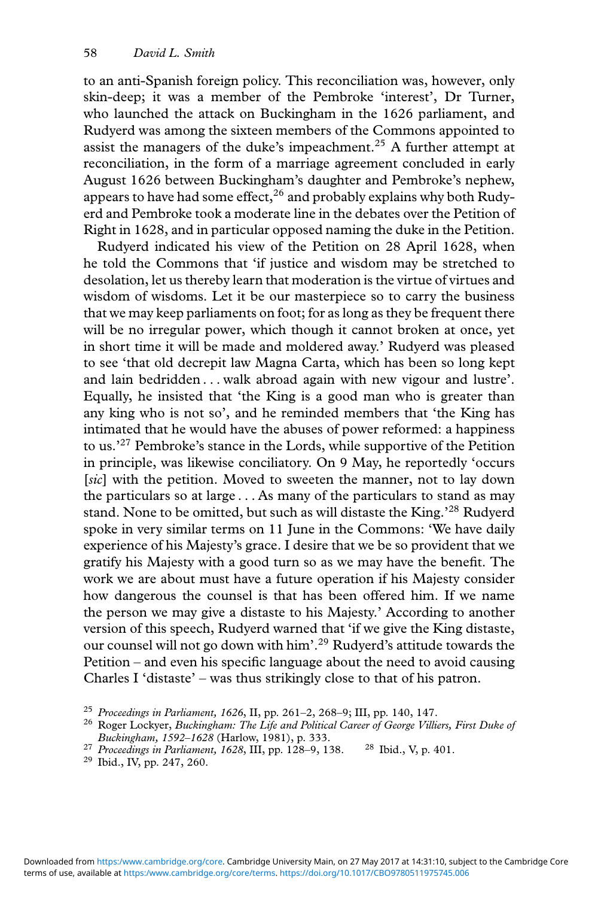to an anti-Spanish foreign policy. This reconciliation was, however, only skin-deep; it was a member of the Pembroke 'interest', Dr Turner, who launched the attack on Buckingham in the 1626 parliament, and Rudyerd was among the sixteen members of the Commons appointed to assist the managers of the duke's impeachment.[25] A further attempt at reconciliation, in the form of a marriage agreement concluded in early August 1626 between Buckingham's daughter and Pembroke's nephew, appears to have had some effect,[26] and probably explains why both Rudyerd and Pembroke took a moderate line in the debates over the Petition of Right in 1628, and in particular opposed naming the duke in the Petition.

Rudyerd indicated his view of the Petition on 28 April 1628, when he told the Commons that 'if justice and wisdom may be stretched to desolation, let us thereby learn that moderation is the virtue of virtues and wisdom of wisdoms. Let it be our masterpiece so to carry the business that we may keep parliaments on foot; for as long as they be frequent there will be no irregular power, which though it cannot broken at once, yet in short time it will be made and moldered away.' Rudyerd was pleased to see 'that old decrepit law Magna Carta, which has been so long kept and lain bedridden . . . walk abroad again with new vigour and lustre'. Equally, he insisted that 'the King is a good man who is greater than any king who is not so', and he reminded members that 'the King has intimated that he would have the abuses of power reformed: a happiness to us.'[27] Pembroke's stance in the Lords, while supportive of the Petition in principle, was likewise conciliatory. On 9 May, he reportedly 'occurs [*sic*] with the petition. Moved to sweeten the manner, not to lay down the particulars so at large . . . As many of the particulars to stand as may stand. None to be omitted, but such as will distaste the King.'[28] Rudyerd spoke in very similar terms on 11 June in the Commons: 'We have daily experience of his Majesty's grace. I desire that we be so provident that we gratify his Majesty with a good turn so as we may have the benefit. The work we are about must have a future operation if his Majesty consider how dangerous the counsel is that has been offered him. If we name the person we may give a distaste to his Majesty.' According to another version of this speech, Rudyerd warned that 'if we give the King distaste, our counsel will not go down with him'.[29] Rudyerd's attitude towards the Petition – and even his specific language about the need to avoid causing Charles I 'distaste' – was thus strikingly close to that of his patron.

[25] *Proceedings in Parliament, 1626*, II, pp. 261–2, 268–9; III, pp. 140, 147.

[26] Roger Lockyer, *Buckingham: The Life and Political Career of George Villiers, First Duke of Buckingham, 1592–1628* (Harlow, 1981), p. 333.

[27] *Proceedings in Parliament, 1628*, III, pp. 128–9, 138.

[28] Ibid., V, p. 401.

[29] Ibid., IV, pp. 247, 260.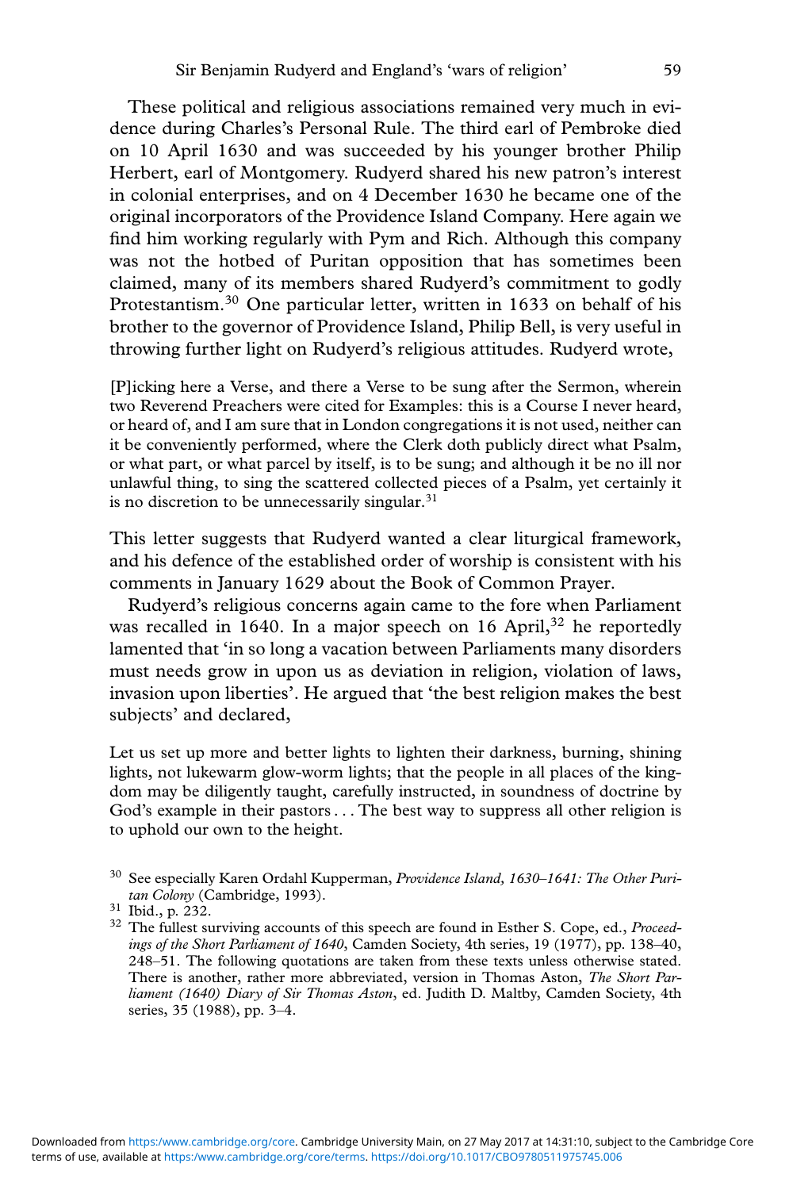These political and religious associations remained very much in evidence during Charles's Personal Rule. The third earl of Pembroke died on 10 April 1630 and was succeeded by his younger brother Philip Herbert, earl of Montgomery. Rudyerd shared his new patron's interest in colonial enterprises, and on 4 December 1630 he became one of the original incorporators of the Providence Island Company. Here again we find him working regularly with Pym and Rich. Although this company was not the hotbed of Puritan opposition that has sometimes been claimed, many of its members shared Rudyerd's commitment to godly Protestantism.[30] One particular letter, written in 1633 on behalf of his brother to the governor of Providence Island, Philip Bell, is very useful in throwing further light on Rudyerd's religious attitudes. Rudyerd wrote,

> [P]icking here a Verse, and there a Verse to be sung after the Sermon, wherein two Reverend Preachers were cited for Examples: this is a Course I never heard, or heard of, and I am sure that in London congregations it is not used, neither can it be conveniently performed, where the Clerk doth publicly direct what Psalm, or what part, or what parcel by itself, is to be sung; and although it be no ill nor unlawful thing, to sing the scattered collected pieces of a Psalm, yet certainly it is no discretion to be unnecessarily singular.[31]

This letter suggests that Rudyerd wanted a clear liturgical framework, and his defence of the established order of worship is consistent with his comments in January 1629 about the Book of Common Prayer.

Rudyerd's religious concerns again came to the fore when Parliament was recalled in 1640. In a major speech on 16 April,[32] he reportedly lamented that 'in so long a vacation between Parliaments many disorders must needs grow in upon us as deviation in religion, violation of laws, invasion upon liberties'. He argued that 'the best religion makes the best subjects' and declared,

> Let us set up more and better lights to lighten their darkness, burning, shining lights, not lukewarm glow-worm lights; that the people in all places of the kingdom may be diligently taught, carefully instructed, in soundness of doctrine by God's example in their pastors . . . The best way to suppress all other religion is to uphold our own to the height.

[30] See especially Karen Ordahl Kupperman, *Providence Island, 1630–1641: The Other Puritan Colony* (Cambridge, 1993).

[31] Ibid., p. 232.

[32] The fullest surviving accounts of this speech are found in Esther S. Cope, ed., *Proceedings of the Short Parliament of 1640*, Camden Society, 4th series, 19 (1977), pp. 138–40, 248–51. The following quotations are taken from these texts unless otherwise stated. There is another, rather more abbreviated, version in Thomas Aston, *The Short Parliament (1640) Diary of Sir Thomas Aston*, ed. Judith D. Maltby, Camden Society, 4th series, 35 (1988), pp. 3–4.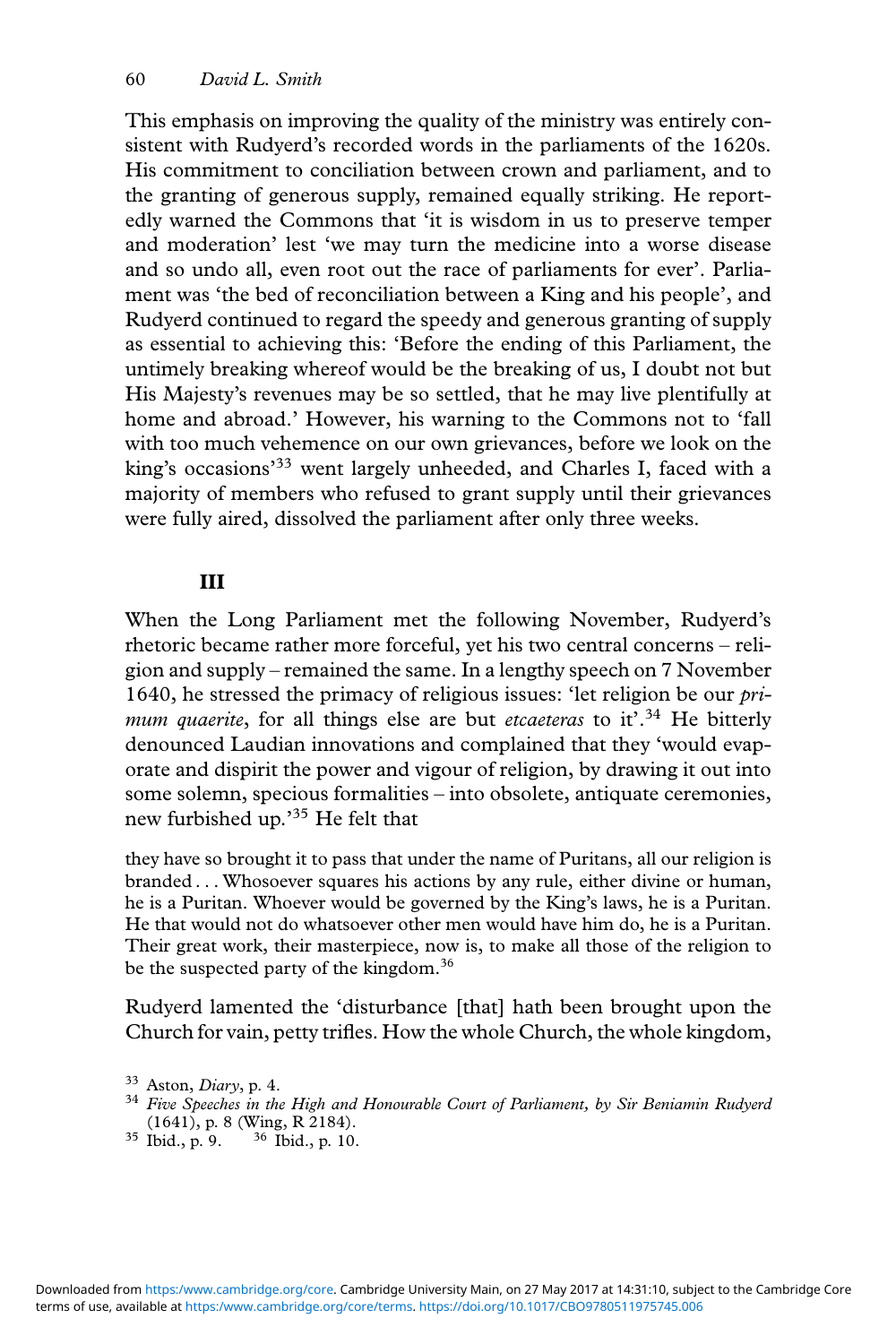This emphasis on improving the quality of the ministry was entirely consistent with Rudyerd's recorded words in the parliaments of the 1620s. His commitment to conciliation between crown and parliament, and to the granting of generous supply, remained equally striking. He reportedly warned the Commons that 'it is wisdom in us to preserve temper and moderation' lest 'we may turn the medicine into a worse disease and so undo all, even root out the race of parliaments for ever'. Parliament was 'the bed of reconciliation between a King and his people', and Rudyerd continued to regard the speedy and generous granting of supply as essential to achieving this: 'Before the ending of this Parliament, the untimely breaking whereof would be the breaking of us, I doubt not but His Majesty's revenues may be so settled, that he may live plentifully at home and abroad.' However, his warning to the Commons not to 'fall with too much vehemence on our own grievances, before we look on the king's occasions'[33] went largely unheeded, and Charles I, faced with a majority of members who refused to grant supply until their grievances were fully aired, dissolved the parliament after only three weeks.

## III

When the Long Parliament met the following November, Rudyerd's rhetoric became rather more forceful, yet his two central concerns – religion and supply – remained the same. In a lengthy speech on 7 November 1640, he stressed the primacy of religious issues: 'let religion be our *primum quaerite*, for all things else are but *etcaeteras* to it'.[34] He bitterly denounced Laudian innovations and complained that they 'would evaporate and dispirit the power and vigour of religion, by drawing it out into some solemn, specious formalities – into obsolete, antiquate ceremonies, new furbished up.'[35] He felt that

> they have so brought it to pass that under the name of Puritans, all our religion is branded . . . Whosoever squares his actions by any rule, either divine or human, he is a Puritan. Whoever would be governed by the King's laws, he is a Puritan. He that would not do whatsoever other men would have him do, he is a Puritan. Their great work, their masterpiece, now is, to make all those of the religion to be the suspected party of the kingdom.[36]

Rudyerd lamented the 'disturbance [that] hath been brought upon the Church for vain, petty trifles. How the whole Church, the whole kingdom,

---

[33] Aston, *Diary*, p. 4.

[34] *Five Speeches in the High and Honourable Court of Parliament, by Sir Beniamin Rudyerd* (1641), p. 8 (Wing, R 2184).

[35] Ibid., p. 9.

[36] Ibid., p. 10.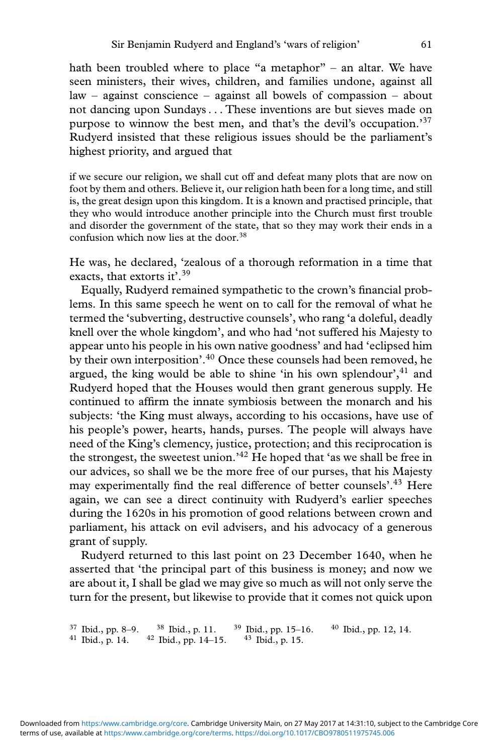hath been troubled where to place "a metaphor" – an altar. We have seen ministers, their wives, children, and families undone, against all law – against conscience – against all bowels of compassion – about not dancing upon Sundays . . . These inventions are but sieves made on purpose to winnow the best men, and that's the devil's occupation.'[37] Rudyerd insisted that these religious issues should be the parliament's highest priority, and argued that

> if we secure our religion, we shall cut off and defeat many plots that are now on foot by them and others. Believe it, our religion hath been for a long time, and still is, the great design upon this kingdom. It is a known and practised principle, that they who would introduce another principle into the Church must first trouble and disorder the government of the state, that so they may work their ends in a confusion which now lies at the door.[38]

He was, he declared, 'zealous of a thorough reformation in a time that exacts, that extorts it'.[39]

Equally, Rudyerd remained sympathetic to the crown's financial problems. In this same speech he went on to call for the removal of what he termed the 'subverting, destructive counsels', who rang 'a doleful, deadly knell over the whole kingdom', and who had 'not suffered his Majesty to appear unto his people in his own native goodness' and had 'eclipsed him by their own interposition'.[40] Once these counsels had been removed, he argued, the king would be able to shine 'in his own splendour',[41] and Rudyerd hoped that the Houses would then grant generous supply. He continued to affirm the innate symbiosis between the monarch and his subjects: 'the King must always, according to his occasions, have use of his people's power, hearts, hands, purses. The people will always have need of the King's clemency, justice, protection; and this reciprocation is the strongest, the sweetest union.'[42] He hoped that 'as we shall be free in our advices, so shall we be the more free of our purses, that his Majesty may experimentally find the real difference of better counsels'.[43] Here again, we can see a direct continuity with Rudyerd's earlier speeches during the 1620s in his promotion of good relations between crown and parliament, his attack on evil advisers, and his advocacy of a generous grant of supply.

Rudyerd returned to this last point on 23 December 1640, when he asserted that 'the principal part of this business is money; and now we are about it, I shall be glad we may give so much as will not only serve the turn for the present, but likewise to provide that it comes not quick upon

[37] Ibid., pp. 8–9. [38] Ibid., p. 11. [39] Ibid., pp. 15–16. [40] Ibid., pp. 12, 14.
[41] Ibid., p. 14. [42] Ibid., pp. 14–15. [43] Ibid., p. 15.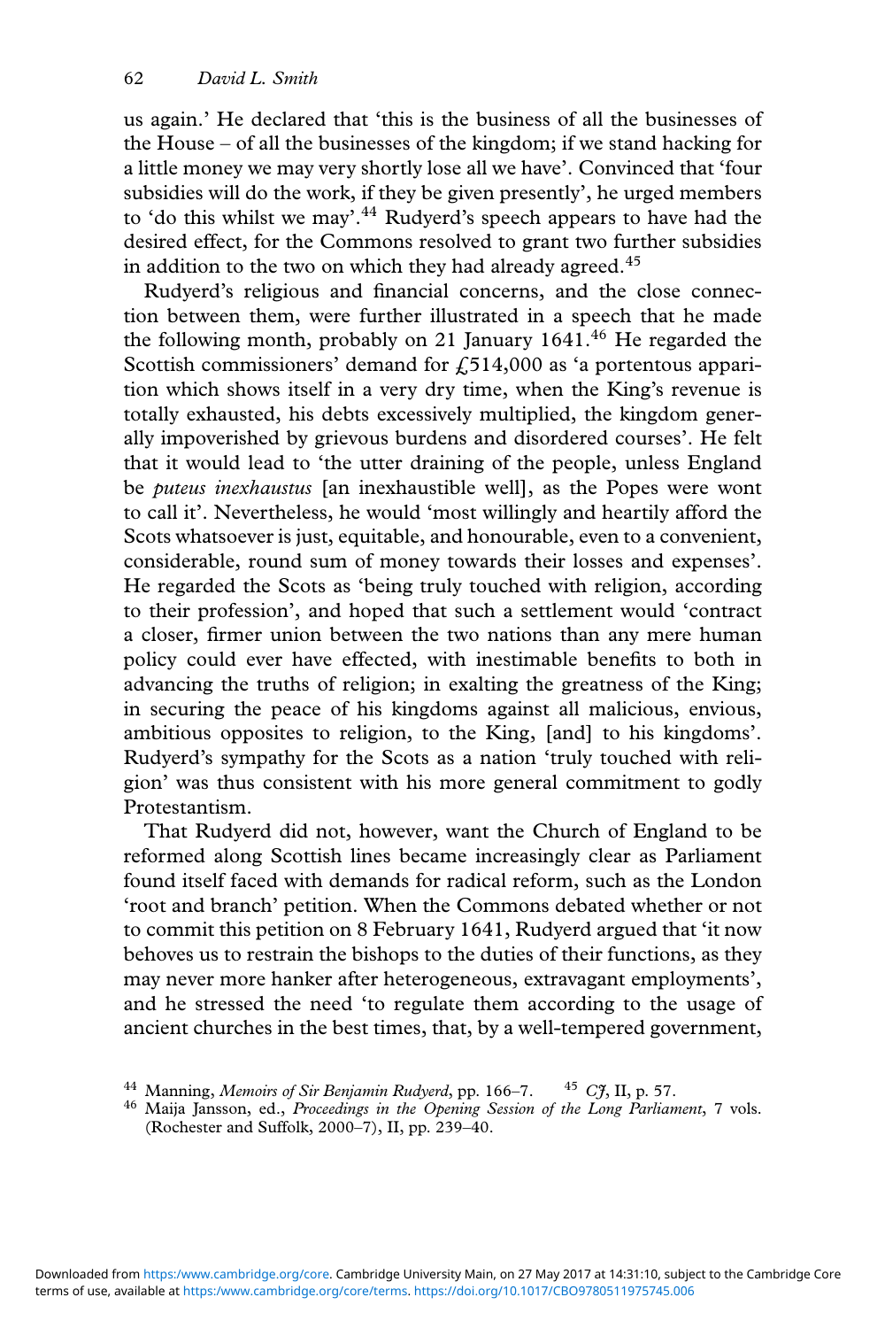us again.' He declared that 'this is the business of all the businesses of the House – of all the businesses of the kingdom; if we stand hacking for a little money we may very shortly lose all we have'. Convinced that 'four subsidies will do the work, if they be given presently', he urged members to 'do this whilst we may'.[44] Rudyerd's speech appears to have had the desired effect, for the Commons resolved to grant two further subsidies in addition to the two on which they had already agreed.[45]

Rudyerd's religious and financial concerns, and the close connection between them, were further illustrated in a speech that he made the following month, probably on 21 January 1641.[46] He regarded the Scottish commissioners' demand for £514,000 as 'a portentous apparition which shows itself in a very dry time, when the King's revenue is totally exhausted, his debts excessively multiplied, the kingdom generally impoverished by grievous burdens and disordered courses'. He felt that it would lead to 'the utter draining of the people, unless England be *puteus inexhaustus* [an inexhaustible well], as the Popes were wont to call it'. Nevertheless, he would 'most willingly and heartily afford the Scots whatsoever is just, equitable, and honourable, even to a convenient, considerable, round sum of money towards their losses and expenses'. He regarded the Scots as 'being truly touched with religion, according to their profession', and hoped that such a settlement would 'contract a closer, firmer union between the two nations than any mere human policy could ever have effected, with inestimable benefits to both in advancing the truths of religion; in exalting the greatness of the King; in securing the peace of his kingdoms against all malicious, envious, ambitious opposites to religion, to the King, [and] to his kingdoms'. Rudyerd's sympathy for the Scots as a nation 'truly touched with religion' was thus consistent with his more general commitment to godly Protestantism.

That Rudyerd did not, however, want the Church of England to be reformed along Scottish lines became increasingly clear as Parliament found itself faced with demands for radical reform, such as the London 'root and branch' petition. When the Commons debated whether or not to commit this petition on 8 February 1641, Rudyerd argued that 'it now behoves us to restrain the bishops to the duties of their functions, as they may never more hanker after heterogeneous, extravagant employments', and he stressed the need 'to regulate them according to the usage of ancient churches in the best times, that, by a well-tempered government,

[44] Manning, *Memoirs of Sir Benjamin Rudyerd*, pp. 166–7. [45] *CJ*, II, p. 57.

[46] Maija Jansson, ed., *Proceedings in the Opening Session of the Long Parliament*, 7 vols. (Rochester and Suffolk, 2000–7), II, pp. 239–40.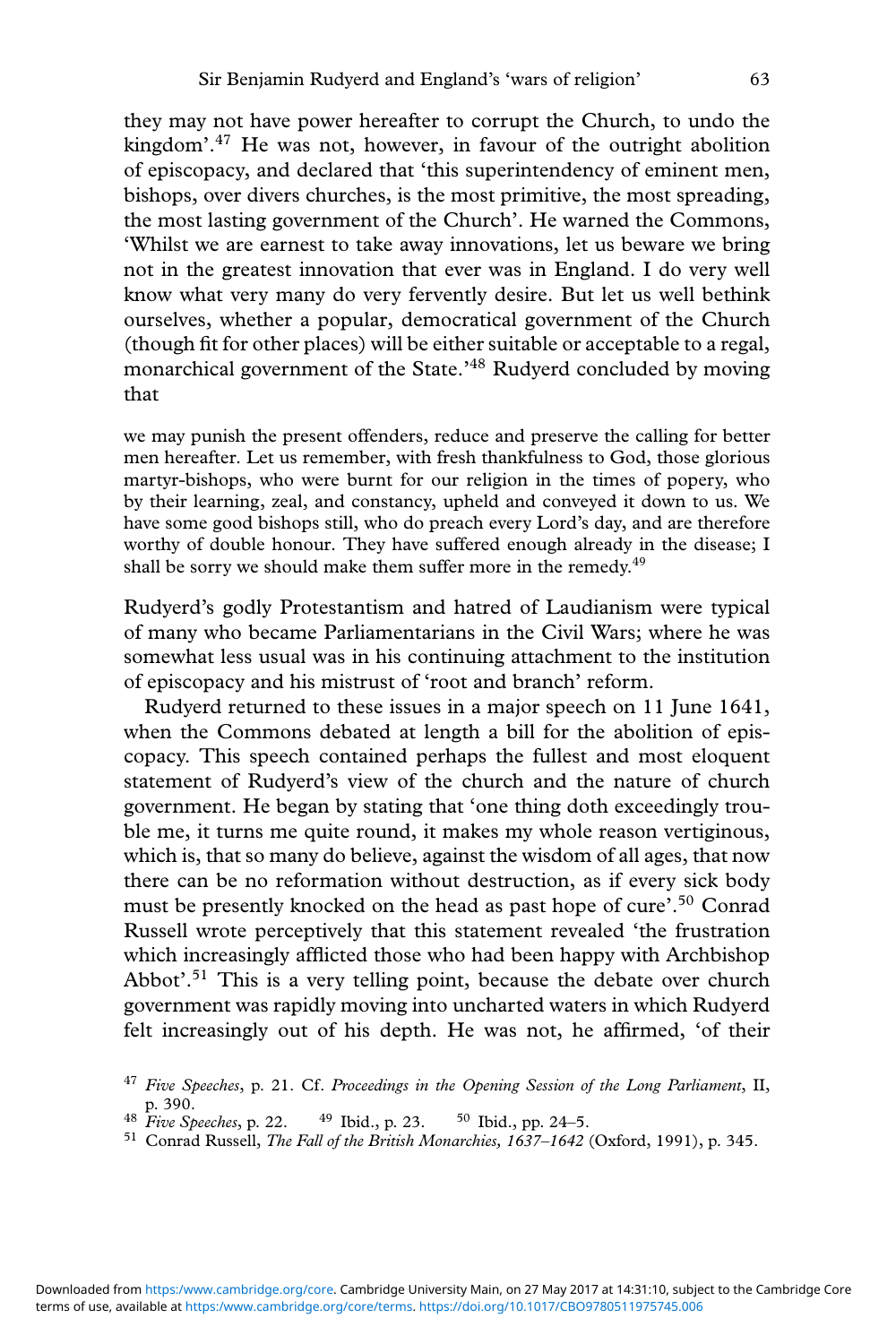they may not have power hereafter to corrupt the Church, to undo the kingdom'.[47] He was not, however, in favour of the outright abolition of episcopacy, and declared that 'this superintendency of eminent men, bishops, over divers churches, is the most primitive, the most spreading, the most lasting government of the Church'. He warned the Commons, 'Whilst we are earnest to take away innovations, let us beware we bring not in the greatest innovation that ever was in England. I do very well know what very many do very fervently desire. But let us well bethink ourselves, whether a popular, democratical government of the Church (though fit for other places) will be either suitable or acceptable to a regal, monarchical government of the State.'[48] Rudyerd concluded by moving that

> we may punish the present offenders, reduce and preserve the calling for better men hereafter. Let us remember, with fresh thankfulness to God, those glorious martyr-bishops, who were burnt for our religion in the times of popery, who by their learning, zeal, and constancy, upheld and conveyed it down to us. We have some good bishops still, who do preach every Lord's day, and are therefore worthy of double honour. They have suffered enough already in the disease; I shall be sorry we should make them suffer more in the remedy.[49]

Rudyerd's godly Protestantism and hatred of Laudianism were typical of many who became Parliamentarians in the Civil Wars; where he was somewhat less usual was in his continuing attachment to the institution of episcopacy and his mistrust of 'root and branch' reform.

Rudyerd returned to these issues in a major speech on 11 June 1641, when the Commons debated at length a bill for the abolition of episcopacy. This speech contained perhaps the fullest and most eloquent statement of Rudyerd's view of the church and the nature of church government. He began by stating that 'one thing doth exceedingly trouble me, it turns me quite round, it makes my whole reason vertiginous, which is, that so many do believe, against the wisdom of all ages, that now there can be no reformation without destruction, as if every sick body must be presently knocked on the head as past hope of cure'.[50] Conrad Russell wrote perceptively that this statement revealed 'the frustration which increasingly afflicted those who had been happy with Archbishop Abbot'.[51] This is a very telling point, because the debate over church government was rapidly moving into uncharted waters in which Rudyerd felt increasingly out of his depth. He was not, he affirmed, 'of their

[47] *Five Speeches*, p. 21. Cf. *Proceedings in the Opening Session of the Long Parliament*, II, p. 390.
[48] *Five Speeches*, p. 22. [49] Ibid., p. 23. [50] Ibid., pp. 24–5.
[51] Conrad Russell, *The Fall of the British Monarchies, 1637–1642* (Oxford, 1991), p. 345.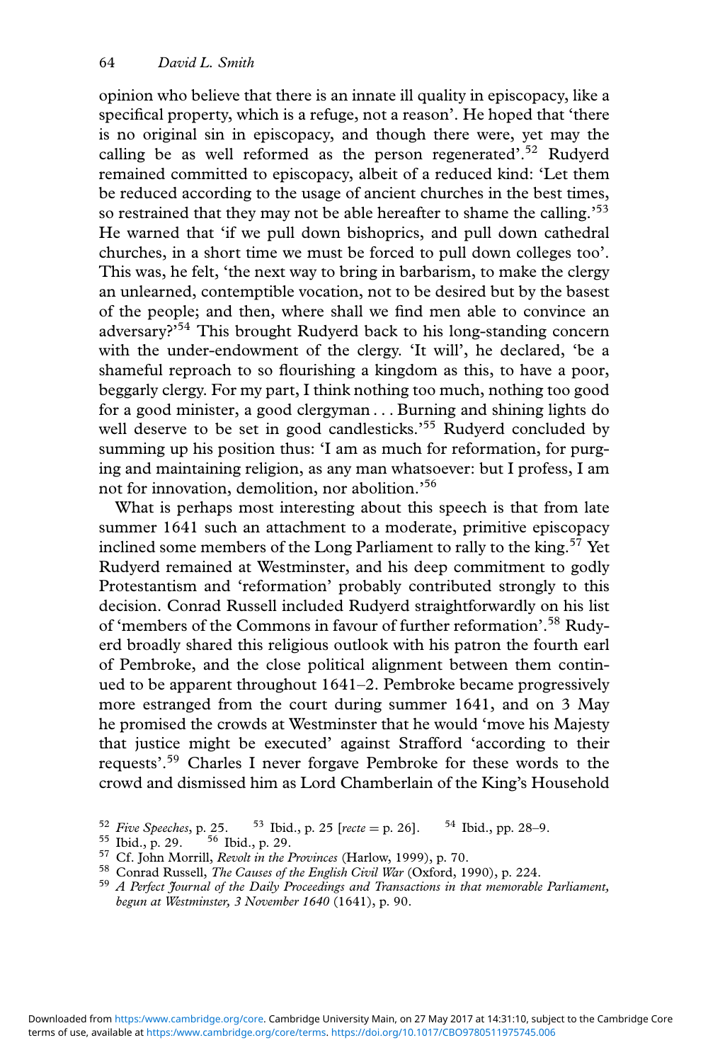opinion who believe that there is an innate ill quality in episcopacy, like a specifical property, which is a refuge, not a reason'. He hoped that 'there is no original sin in episcopacy, and though there were, yet may the calling be as well reformed as the person regenerated'.[52] Rudyerd remained committed to episcopacy, albeit of a reduced kind: 'Let them be reduced according to the usage of ancient churches in the best times, so restrained that they may not be able hereafter to shame the calling.'[53] He warned that 'if we pull down bishoprics, and pull down cathedral churches, in a short time we must be forced to pull down colleges too'. This was, he felt, 'the next way to bring in barbarism, to make the clergy an unlearned, contemptible vocation, not to be desired but by the basest of the people; and then, where shall we find men able to convince an adversary?'[54] This brought Rudyerd back to his long-standing concern with the under-endowment of the clergy. 'It will', he declared, 'be a shameful reproach to so flourishing a kingdom as this, to have a poor, beggarly clergy. For my part, I think nothing too much, nothing too good for a good minister, a good clergyman . . . Burning and shining lights do well deserve to be set in good candlesticks.'[55] Rudyerd concluded by summing up his position thus: 'I am as much for reformation, for purging and maintaining religion, as any man whatsoever: but I profess, I am not for innovation, demolition, nor abolition.'[56]

What is perhaps most interesting about this speech is that from late summer 1641 such an attachment to a moderate, primitive episcopacy inclined some members of the Long Parliament to rally to the king.[57] Yet Rudyerd remained at Westminster, and his deep commitment to godly Protestantism and 'reformation' probably contributed strongly to this decision. Conrad Russell included Rudyerd straightforwardly on his list of 'members of the Commons in favour of further reformation'.[58] Rudyerd broadly shared this religious outlook with his patron the fourth earl of Pembroke, and the close political alignment between them continued to be apparent throughout 1641–2. Pembroke became progressively more estranged from the court during summer 1641, and on 3 May he promised the crowds at Westminster that he would 'move his Majesty that justice might be executed' against Strafford 'according to their requests'.[59] Charles I never forgave Pembroke for these words to the crowd and dismissed him as Lord Chamberlain of the King's Household

---

[52] *Five Speeches*, p. 25. [53] Ibid., p. 25 [*recte* = p. 26]. [54] Ibid., pp. 28–9.
[55] Ibid., p. 29. [56] Ibid., p. 29.
[57] Cf. John Morrill, *Revolt in the Provinces* (Harlow, 1999), p. 70.
[58] Conrad Russell, *The Causes of the English Civil War* (Oxford, 1990), p. 224.
[59] *A Perfect Journal of the Daily Proceedings and Transactions in that memorable Parliament, begun at Westminster, 3 November 1640* (1641), p. 90.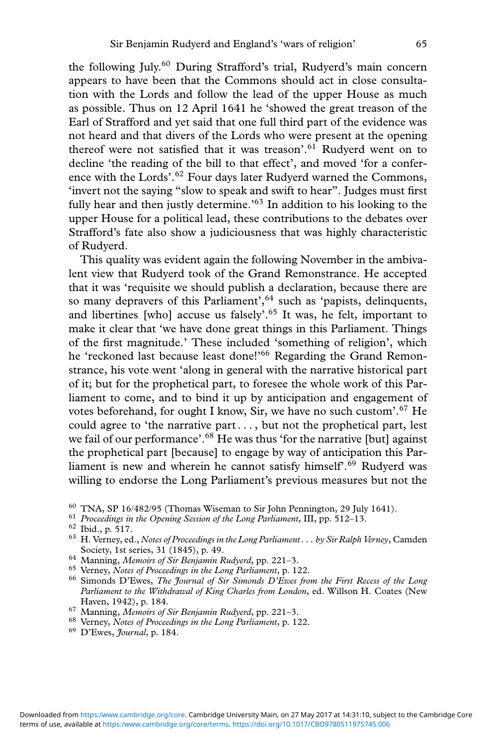the following July.[60] During Strafford's trial, Rudyerd's main concern appears to have been that the Commons should act in close consultation with the Lords and follow the lead of the upper House as much as possible. Thus on 12 April 1641 he 'showed the great treason of the Earl of Strafford and yet said that one full third part of the evidence was not heard and that divers of the Lords who were present at the opening thereof were not satisfied that it was treason'.[61] Rudyerd went on to decline 'the reading of the bill to that effect', and moved 'for a conference with the Lords'.[62] Four days later Rudyerd warned the Commons, 'invert not the saying "slow to speak and swift to hear". Judges must first fully hear and then justly determine.'[63] In addition to his looking to the upper House for a political lead, these contributions to the debates over Strafford's fate also show a judiciousness that was highly characteristic of Rudyerd.

This quality was evident again the following November in the ambivalent view that Rudyerd took of the Grand Remonstrance. He accepted that it was 'requisite we should publish a declaration, because there are so many depravers of this Parliament',[64] such as 'papists, delinquents, and libertines [who] accuse us falsely'.[65] It was, he felt, important to make it clear that 'we have done great things in this Parliament. Things of the first magnitude.' These included 'something of religion', which he 'reckoned last because least done!'[66] Regarding the Grand Remonstrance, his vote went 'along in general with the narrative historical part of it; but for the prophetical part, to foresee the whole work of this Parliament to come, and to bind it up by anticipation and engagement of votes beforehand, for ought I know, Sir, we have no such custom'.[67] He could agree to 'the narrative part . . . , but not the prophetical part, lest we fail of our performance'.[68] He was thus 'for the narrative [but] against the prophetical part [because] to engage by way of anticipation this Parliament is new and wherein he cannot satisfy himself'.[69] Rudyerd was willing to endorse the Long Parliament's previous measures but not the

[60] TNA, SP 16/482/95 (Thomas Wiseman to Sir John Pennington, 29 July 1641).

[61] *Proceedings in the Opening Session of the Long Parliament*, III, pp. 512–13.

[62] Ibid., p. 517.

[63] H. Verney, ed., *Notes of Proceedings in the Long Parliament . . . by Sir Ralph Verney*, Camden Society, 1st series, 31 (1845), p. 49.

[64] Manning, *Memoirs of Sir Benjamin Rudyerd*, pp. 221–3.

[65] Verney, *Notes of Proceedings in the Long Parliament*, p. 122.

[66] Simonds D'Ewes, *The Journal of Sir Simonds D'Ewes from the First Recess of the Long Parliament to the Withdrawal of King Charles from London*, ed. Willson H. Coates (New Haven, 1942), p. 184.

[67] Manning, *Memoirs of Sir Benjamin Rudyerd*, pp. 221–3.

[68] Verney, *Notes of Proceedings in the Long Parliament*, p. 122.

[69] D'Ewes, *Journal*, p. 184.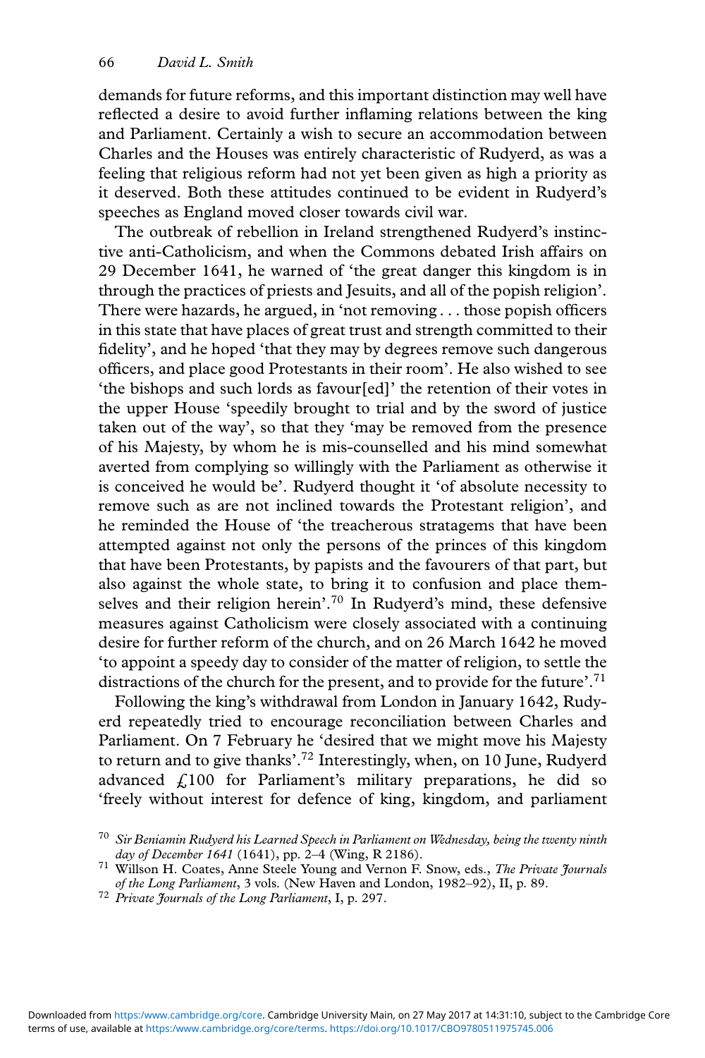demands for future reforms, and this important distinction may well have reflected a desire to avoid further inflaming relations between the king and Parliament. Certainly a wish to secure an accommodation between Charles and the Houses was entirely characteristic of Rudyerd, as was a feeling that religious reform had not yet been given as high a priority as it deserved. Both these attitudes continued to be evident in Rudyerd's speeches as England moved closer towards civil war.

The outbreak of rebellion in Ireland strengthened Rudyerd's instinctive anti-Catholicism, and when the Commons debated Irish affairs on 29 December 1641, he warned of 'the great danger this kingdom is in through the practices of priests and Jesuits, and all of the popish religion'. There were hazards, he argued, in 'not removing . . . those popish officers in this state that have places of great trust and strength committed to their fidelity', and he hoped 'that they may by degrees remove such dangerous officers, and place good Protestants in their room'. He also wished to see 'the bishops and such lords as favour[ed]' the retention of their votes in the upper House 'speedily brought to trial and by the sword of justice taken out of the way', so that they 'may be removed from the presence of his Majesty, by whom he is mis-counselled and his mind somewhat averted from complying so willingly with the Parliament as otherwise it is conceived he would be'. Rudyerd thought it 'of absolute necessity to remove such as are not inclined towards the Protestant religion', and he reminded the House of 'the treacherous stratagems that have been attempted against not only the persons of the princes of this kingdom that have been Protestants, by papists and the favourers of that part, but also against the whole state, to bring it to confusion and place themselves and their religion herein'.[70] In Rudyerd's mind, these defensive measures against Catholicism were closely associated with a continuing desire for further reform of the church, and on 26 March 1642 he moved 'to appoint a speedy day to consider of the matter of religion, to settle the distractions of the church for the present, and to provide for the future'.[71]

Following the king's withdrawal from London in January 1642, Rudyerd repeatedly tried to encourage reconciliation between Charles and Parliament. On 7 February he 'desired that we might move his Majesty to return and to give thanks'.[72] Interestingly, when, on 10 June, Rudyerd advanced £100 for Parliament's military preparations, he did so 'freely without interest for defence of king, kingdom, and parliament

[70] *Sir Beniamin Rudyerd his Learned Speech in Parliament on Wednesday, being the twenty ninth day of December 1641* (1641), pp. 2–4 (Wing, R 2186).

[71] Willson H. Coates, Anne Steele Young and Vernon F. Snow, eds., *The Private Journals of the Long Parliament*, 3 vols. (New Haven and London, 1982–92), II, p. 89.

[72] *Private Journals of the Long Parliament*, I, p. 297.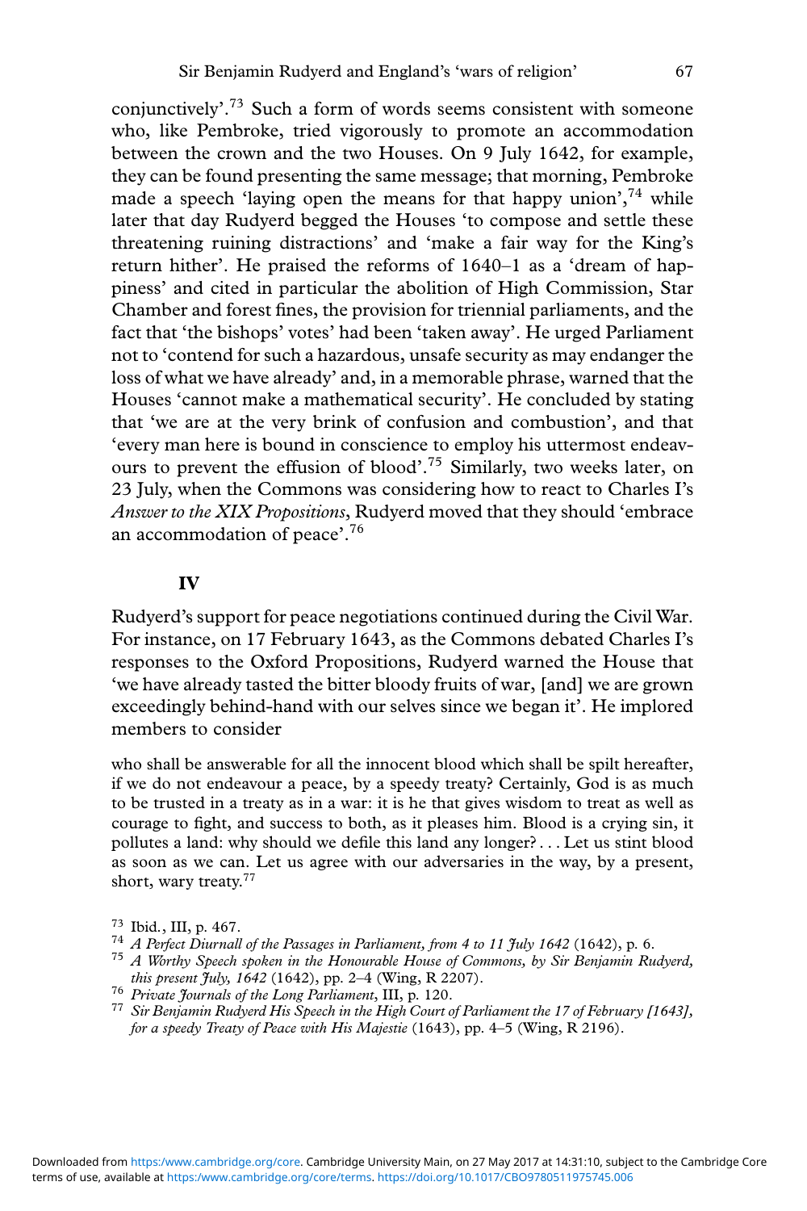conjunctively'.[73] Such a form of words seems consistent with someone who, like Pembroke, tried vigorously to promote an accommodation between the crown and the two Houses. On 9 July 1642, for example, they can be found presenting the same message; that morning, Pembroke made a speech 'laying open the means for that happy union',[74] while later that day Rudyerd begged the Houses 'to compose and settle these threatening ruining distractions' and 'make a fair way for the King's return hither'. He praised the reforms of 1640–1 as a 'dream of happiness' and cited in particular the abolition of High Commission, Star Chamber and forest fines, the provision for triennial parliaments, and the fact that 'the bishops' votes' had been 'taken away'. He urged Parliament not to 'contend for such a hazardous, unsafe security as may endanger the loss of what we have already' and, in a memorable phrase, warned that the Houses 'cannot make a mathematical security'. He concluded by stating that 'we are at the very brink of confusion and combustion', and that 'every man here is bound in conscience to employ his uttermost endeavours to prevent the effusion of blood'.[75] Similarly, two weeks later, on 23 July, when the Commons was considering how to react to Charles I's *Answer to the XIX Propositions*, Rudyerd moved that they should 'embrace an accommodation of peace'.[76]

## IV

Rudyerd's support for peace negotiations continued during the Civil War. For instance, on 17 February 1643, as the Commons debated Charles I's responses to the Oxford Propositions, Rudyerd warned the House that 'we have already tasted the bitter bloody fruits of war, [and] we are grown exceedingly behind-hand with our selves since we began it'. He implored members to consider

> who shall be answerable for all the innocent blood which shall be spilt hereafter, if we do not endeavour a peace, by a speedy treaty? Certainly, God is as much to be trusted in a treaty as in a war: it is he that gives wisdom to treat as well as courage to fight, and success to both, as it pleases him. Blood is a crying sin, it pollutes a land: why should we defile this land any longer? . . . Let us stint blood as soon as we can. Let us agree with our adversaries in the way, by a present, short, wary treaty.[77]

[73] Ibid., III, p. 467.

[74] *A Perfect Diurnall of the Passages in Parliament, from 4 to 11 July 1642* (1642), p. 6.

[75] *A Worthy Speech spoken in the Honourable House of Commons, by Sir Benjamin Rudyerd, this present July, 1642* (1642), pp. 2–4 (Wing, R 2207).

[76] *Private Journals of the Long Parliament*, III, p. 120.

[77] *Sir Benjamin Rudyerd His Speech in the High Court of Parliament the 17 of February [1643], for a speedy Treaty of Peace with His Majestie* (1643), pp. 4–5 (Wing, R 2196).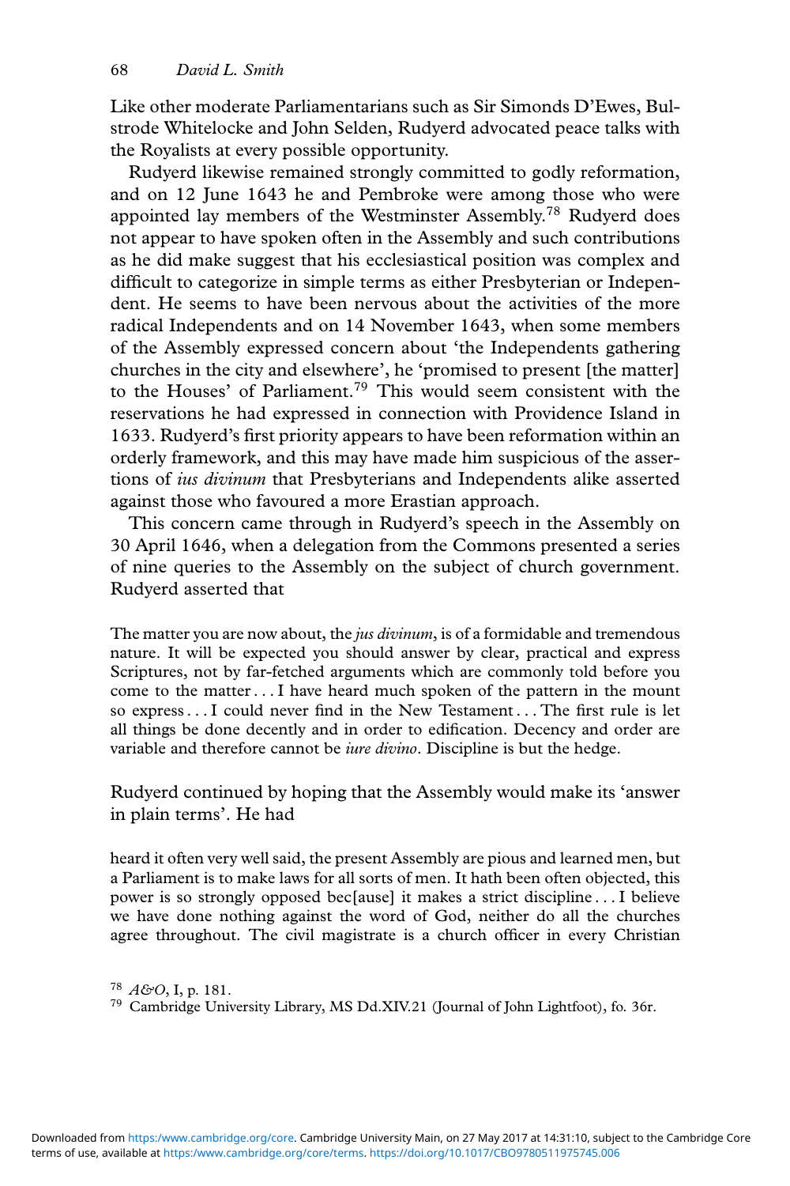Like other moderate Parliamentarians such as Sir Simonds D'Ewes, Bulstrode Whitelocke and John Selden, Rudyerd advocated peace talks with the Royalists at every possible opportunity.

Rudyerd likewise remained strongly committed to godly reformation, and on 12 June 1643 he and Pembroke were among those who were appointed lay members of the Westminster Assembly.[78] Rudyerd does not appear to have spoken often in the Assembly and such contributions as he did make suggest that his ecclesiastical position was complex and difficult to categorize in simple terms as either Presbyterian or Independent. He seems to have been nervous about the activities of the more radical Independents and on 14 November 1643, when some members of the Assembly expressed concern about 'the Independents gathering churches in the city and elsewhere', he 'promised to present [the matter] to the Houses' of Parliament.[79] This would seem consistent with the reservations he had expressed in connection with Providence Island in 1633. Rudyerd's first priority appears to have been reformation within an orderly framework, and this may have made him suspicious of the assertions of *ius divinum* that Presbyterians and Independents alike asserted against those who favoured a more Erastian approach.

This concern came through in Rudyerd's speech in the Assembly on 30 April 1646, when a delegation from the Commons presented a series of nine queries to the Assembly on the subject of church government. Rudyerd asserted that

> The matter you are now about, the *jus divinum*, is of a formidable and tremendous nature. It will be expected you should answer by clear, practical and express Scriptures, not by far-fetched arguments which are commonly told before you come to the matter . . . I have heard much spoken of the pattern in the mount so express . . . I could never find in the New Testament . . . The first rule is let all things be done decently and in order to edification. Decency and order are variable and therefore cannot be *iure divino*. Discipline is but the hedge.

Rudyerd continued by hoping that the Assembly would make its 'answer in plain terms'. He had

> heard it often very well said, the present Assembly are pious and learned men, but a Parliament is to make laws for all sorts of men. It hath been often objected, this power is so strongly opposed bec[ause] it makes a strict discipline . . . I believe we have done nothing against the word of God, neither do all the churches agree throughout. The civil magistrate is a church officer in every Christian

[78] *A&O*, I, p. 181.

[79] Cambridge University Library, MS Dd.XIV.21 (Journal of John Lightfoot), fo. 36r.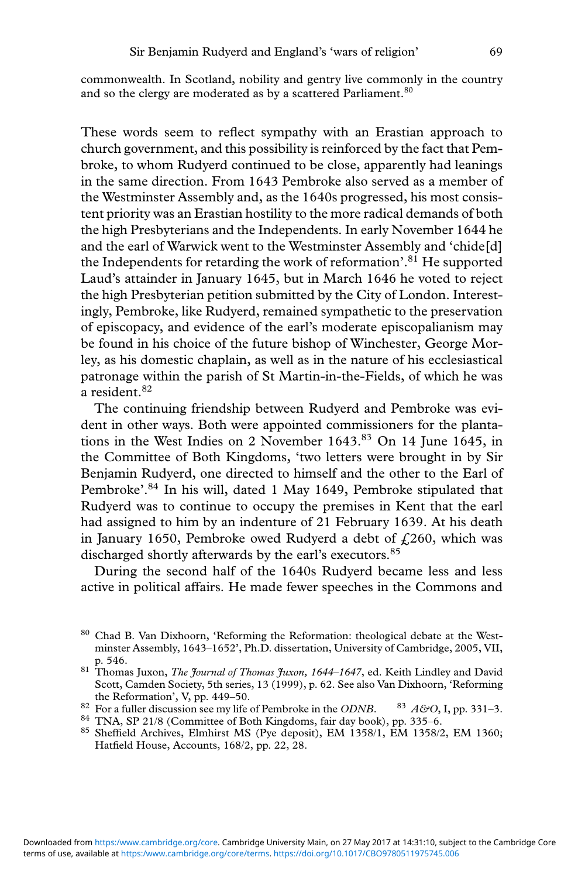commonwealth. In Scotland, nobility and gentry live commonly in the country and so the clergy are moderated as by a scattered Parliament.[80]

These words seem to reflect sympathy with an Erastian approach to church government, and this possibility is reinforced by the fact that Pembroke, to whom Rudyerd continued to be close, apparently had leanings in the same direction. From 1643 Pembroke also served as a member of the Westminster Assembly and, as the 1640s progressed, his most consistent priority was an Erastian hostility to the more radical demands of both the high Presbyterians and the Independents. In early November 1644 he and the earl of Warwick went to the Westminster Assembly and 'chide[d] the Independents for retarding the work of reformation'.[81] He supported Laud's attainder in January 1645, but in March 1646 he voted to reject the high Presbyterian petition submitted by the City of London. Interestingly, Pembroke, like Rudyerd, remained sympathetic to the preservation of episcopacy, and evidence of the earl's moderate episcopalianism may be found in his choice of the future bishop of Winchester, George Morley, as his domestic chaplain, as well as in the nature of his ecclesiastical patronage within the parish of St Martin-in-the-Fields, of which he was a resident.[82]

The continuing friendship between Rudyerd and Pembroke was evident in other ways. Both were appointed commissioners for the plantations in the West Indies on 2 November 1643.[83] On 14 June 1645, in the Committee of Both Kingdoms, 'two letters were brought in by Sir Benjamin Rudyerd, one directed to himself and the other to the Earl of Pembroke'.[84] In his will, dated 1 May 1649, Pembroke stipulated that Rudyerd was to continue to occupy the premises in Kent that the earl had assigned to him by an indenture of 21 February 1639. At his death in January 1650, Pembroke owed Rudyerd a debt of £260, which was discharged shortly afterwards by the earl's executors.[85]

During the second half of the 1640s Rudyerd became less and less active in political affairs. He made fewer speeches in the Commons and

[80] Chad B. Van Dixhoorn, 'Reforming the Reformation: theological debate at the Westminster Assembly, 1643–1652', Ph.D. dissertation, University of Cambridge, 2005, VII, p. 546.

[81] Thomas Juxon, *The Journal of Thomas Juxon, 1644–1647*, ed. Keith Lindley and David Scott, Camden Society, 5th series, 13 (1999), p. 62. See also Van Dixhoorn, 'Reforming the Reformation', V, pp. 449–50.

[82] For a fuller discussion see my life of Pembroke in the *ODNB*.

[83] *A&O*, I, pp. 331–3.

[84] TNA, SP 21/8 (Committee of Both Kingdoms, fair day book), pp. 335–6.

[85] Sheffield Archives, Elmhirst MS (Pye deposit), EM 1358/1, EM 1358/2, EM 1360; Hatfield House, Accounts, 168/2, pp. 22, 28.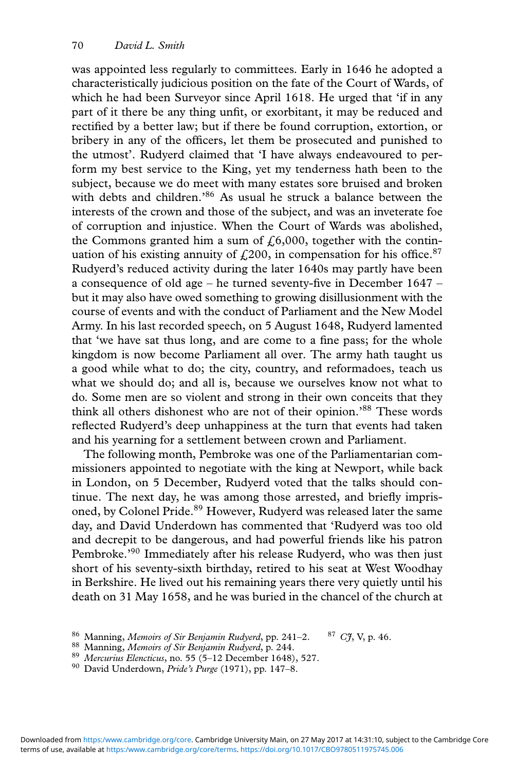was appointed less regularly to committees. Early in 1646 he adopted a characteristically judicious position on the fate of the Court of Wards, of which he had been Surveyor since April 1618. He urged that 'if in any part of it there be any thing unfit, or exorbitant, it may be reduced and rectified by a better law; but if there be found corruption, extortion, or bribery in any of the officers, let them be prosecuted and punished to the utmost'. Rudyerd claimed that 'I have always endeavoured to perform my best service to the King, yet my tenderness hath been to the subject, because we do meet with many estates sore bruised and broken with debts and children.'[86] As usual he struck a balance between the interests of the crown and those of the subject, and was an inveterate foe of corruption and injustice. When the Court of Wards was abolished, the Commons granted him a sum of £6,000, together with the continuation of his existing annuity of £200, in compensation for his office.[87] Rudyerd's reduced activity during the later 1640s may partly have been a consequence of old age – he turned seventy-five in December 1647 – but it may also have owed something to growing disillusionment with the course of events and with the conduct of Parliament and the New Model Army. In his last recorded speech, on 5 August 1648, Rudyerd lamented that 'we have sat thus long, and are come to a fine pass; for the whole kingdom is now become Parliament all over. The army hath taught us a good while what to do; the city, country, and reformadoes, teach us what we should do; and all is, because we ourselves know not what to do. Some men are so violent and strong in their own conceits that they think all others dishonest who are not of their opinion.'[88] These words reflected Rudyerd's deep unhappiness at the turn that events had taken and his yearning for a settlement between crown and Parliament.

The following month, Pembroke was one of the Parliamentarian commissioners appointed to negotiate with the king at Newport, while back in London, on 5 December, Rudyerd voted that the talks should continue. The next day, he was among those arrested, and briefly imprisoned, by Colonel Pride.[89] However, Rudyerd was released later the same day, and David Underdown has commented that 'Rudyerd was too old and decrepit to be dangerous, and had powerful friends like his patron Pembroke.'[90] Immediately after his release Rudyerd, who was then just short of his seventy-sixth birthday, retired to his seat at West Woodhay in Berkshire. He lived out his remaining years there very quietly until his death on 31 May 1658, and he was buried in the chancel of the church at

[86] Manning, *Memoirs of Sir Benjamin Rudyerd*, pp. 241–2. [87] *CJ*, V, p. 46.

[88] Manning, *Memoirs of Sir Benjamin Rudyerd*, p. 244.

[89] *Mercurius Elencticus*, no. 55 (5–12 December 1648), 527.

[90] David Underdown, *Pride's Purge* (1971), pp. 147–8.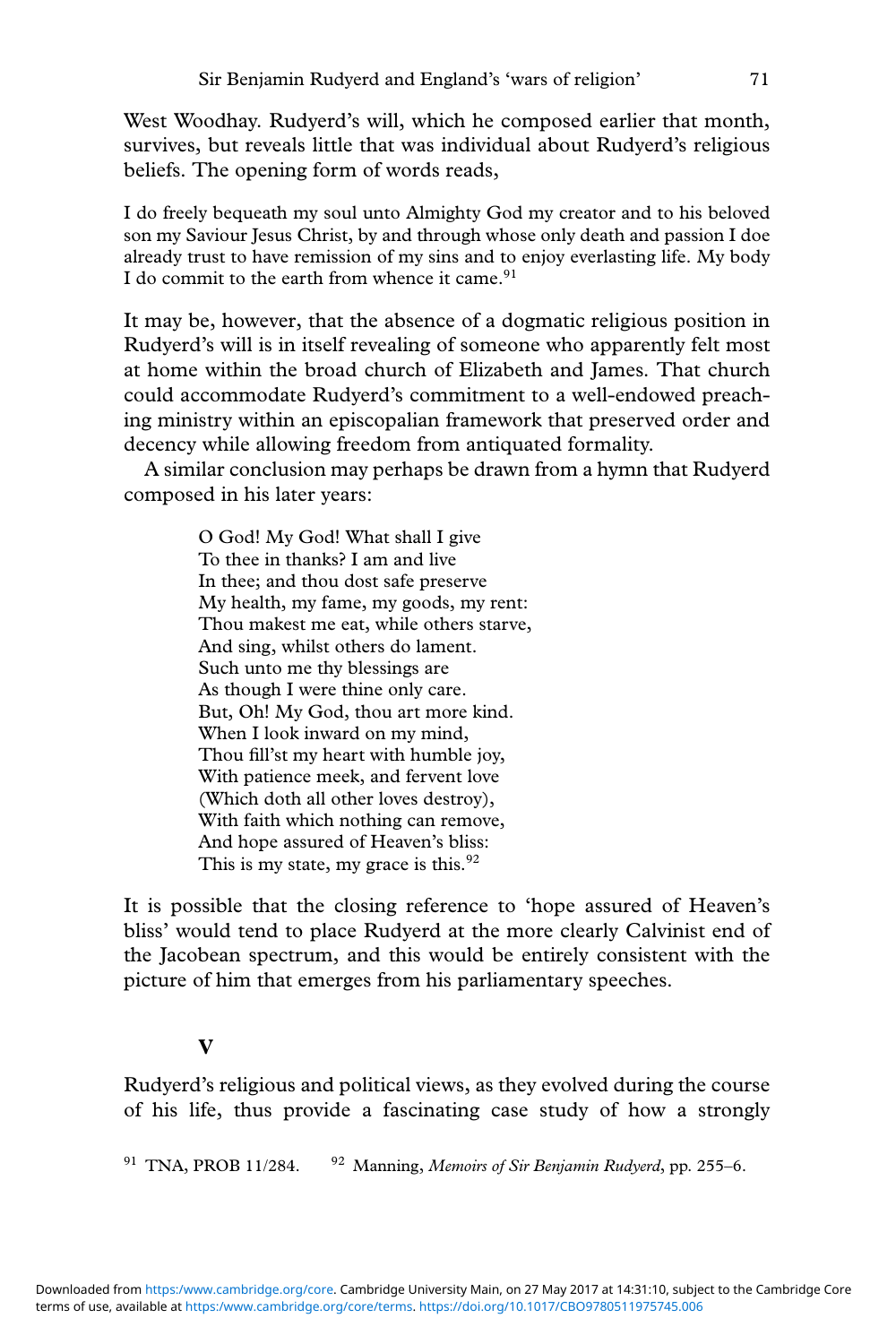West Woodhay. Rudyerd's will, which he composed earlier that month, survives, but reveals little that was individual about Rudyerd's religious beliefs. The opening form of words reads,

> I do freely bequeath my soul unto Almighty God my creator and to his beloved son my Saviour Jesus Christ, by and through whose only death and passion I doe already trust to have remission of my sins and to enjoy everlasting life. My body I do commit to the earth from whence it came.[91]

It may be, however, that the absence of a dogmatic religious position in Rudyerd's will is in itself revealing of someone who apparently felt most at home within the broad church of Elizabeth and James. That church could accommodate Rudyerd's commitment to a well-endowed preaching ministry within an episcopalian framework that preserved order and decency while allowing freedom from antiquated formality.

A similar conclusion may perhaps be drawn from a hymn that Rudyerd composed in his later years:

> O God! My God! What shall I give
> To thee in thanks? I am and live
> In thee; and thou dost safe preserve
> My health, my fame, my goods, my rent:
> Thou makest me eat, while others starve,
> And sing, whilst others do lament.
> Such unto me thy blessings are
> As though I were thine only care.
> But, Oh! My God, thou art more kind.
> When I look inward on my mind,
> Thou fill'st my heart with humble joy,
> With patience meek, and fervent love
> (Which doth all other loves destroy),
> With faith which nothing can remove,
> And hope assured of Heaven's bliss:
> This is my state, my grace is this.[92]

It is possible that the closing reference to 'hope assured of Heaven's bliss' would tend to place Rudyerd at the more clearly Calvinist end of the Jacobean spectrum, and this would be entirely consistent with the picture of him that emerges from his parliamentary speeches.

## V

Rudyerd's religious and political views, as they evolved during the course of his life, thus provide a fascinating case study of how a strongly

[91] TNA, PROB 11/284. [92] Manning, *Memoirs of Sir Benjamin Rudyerd*, pp. 255–6.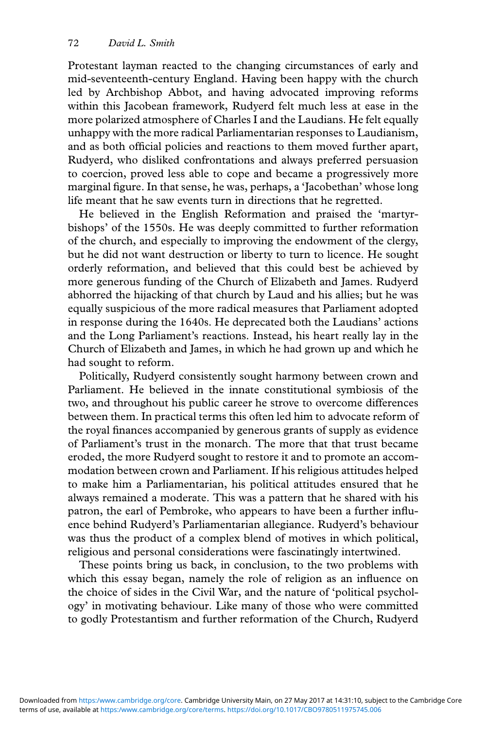Protestant layman reacted to the changing circumstances of early and mid-seventeenth-century England. Having been happy with the church led by Archbishop Abbot, and having advocated improving reforms within this Jacobean framework, Rudyerd felt much less at ease in the more polarized atmosphere of Charles I and the Laudians. He felt equally unhappy with the more radical Parliamentarian responses to Laudianism, and as both official policies and reactions to them moved further apart, Rudyerd, who disliked confrontations and always preferred persuasion to coercion, proved less able to cope and became a progressively more marginal figure. In that sense, he was, perhaps, a 'Jacobethan' whose long life meant that he saw events turn in directions that he regretted.

He believed in the English Reformation and praised the 'martyr-bishops' of the 1550s. He was deeply committed to further reformation of the church, and especially to improving the endowment of the clergy, but he did not want destruction or liberty to turn to licence. He sought orderly reformation, and believed that this could best be achieved by more generous funding of the Church of Elizabeth and James. Rudyerd abhorred the hijacking of that church by Laud and his allies; but he was equally suspicious of the more radical measures that Parliament adopted in response during the 1640s. He deprecated both the Laudians' actions and the Long Parliament's reactions. Instead, his heart really lay in the Church of Elizabeth and James, in which he had grown up and which he had sought to reform.

Politically, Rudyerd consistently sought harmony between crown and Parliament. He believed in the innate constitutional symbiosis of the two, and throughout his public career he strove to overcome differences between them. In practical terms this often led him to advocate reform of the royal finances accompanied by generous grants of supply as evidence of Parliament's trust in the monarch. The more that that trust became eroded, the more Rudyerd sought to restore it and to promote an accommodation between crown and Parliament. If his religious attitudes helped to make him a Parliamentarian, his political attitudes ensured that he always remained a moderate. This was a pattern that he shared with his patron, the earl of Pembroke, who appears to have been a further influence behind Rudyerd's Parliamentarian allegiance. Rudyerd's behaviour was thus the product of a complex blend of motives in which political, religious and personal considerations were fascinatingly intertwined.

These points bring us back, in conclusion, to the two problems with which this essay began, namely the role of religion as an influence on the choice of sides in the Civil War, and the nature of 'political psychology' in motivating behaviour. Like many of those who were committed to godly Protestantism and further reformation of the Church, Rudyerd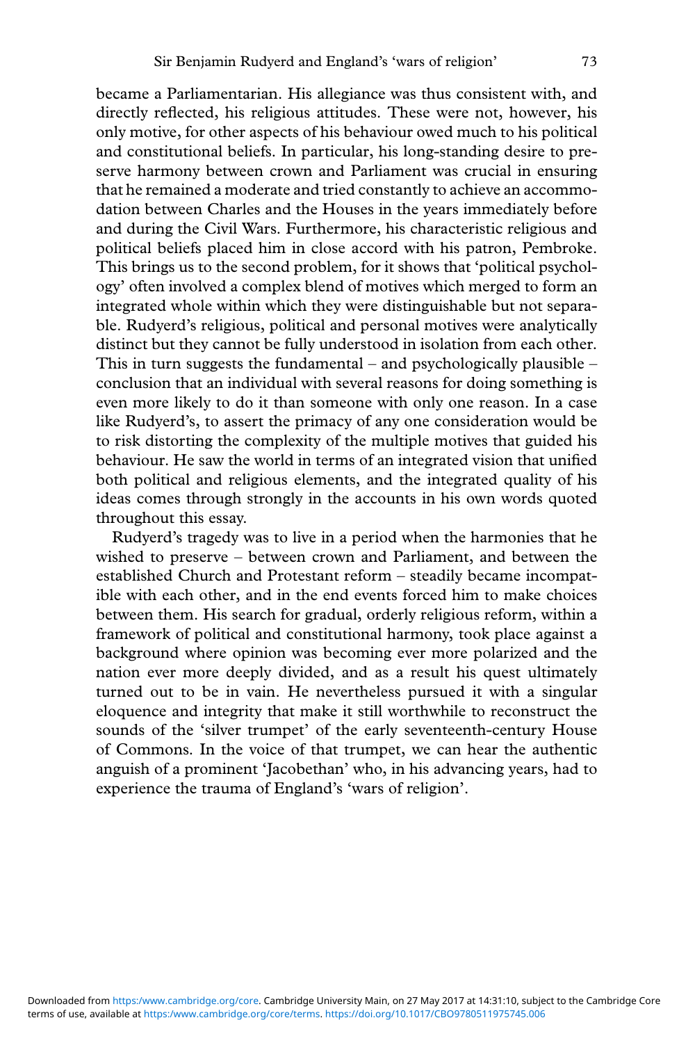became a Parliamentarian. His allegiance was thus consistent with, and directly reflected, his religious attitudes. These were not, however, his only motive, for other aspects of his behaviour owed much to his political and constitutional beliefs. In particular, his long-standing desire to preserve harmony between crown and Parliament was crucial in ensuring that he remained a moderate and tried constantly to achieve an accommodation between Charles and the Houses in the years immediately before and during the Civil Wars. Furthermore, his characteristic religious and political beliefs placed him in close accord with his patron, Pembroke. This brings us to the second problem, for it shows that 'political psychology' often involved a complex blend of motives which merged to form an integrated whole within which they were distinguishable but not separable. Rudyerd's religious, political and personal motives were analytically distinct but they cannot be fully understood in isolation from each other. This in turn suggests the fundamental – and psychologically plausible – conclusion that an individual with several reasons for doing something is even more likely to do it than someone with only one reason. In a case like Rudyerd's, to assert the primacy of any one consideration would be to risk distorting the complexity of the multiple motives that guided his behaviour. He saw the world in terms of an integrated vision that unified both political and religious elements, and the integrated quality of his ideas comes through strongly in the accounts in his own words quoted throughout this essay.

Rudyerd's tragedy was to live in a period when the harmonies that he wished to preserve – between crown and Parliament, and between the established Church and Protestant reform – steadily became incompatible with each other, and in the end events forced him to make choices between them. His search for gradual, orderly religious reform, within a framework of political and constitutional harmony, took place against a background where opinion was becoming ever more polarized and the nation ever more deeply divided, and as a result his quest ultimately turned out to be in vain. He nevertheless pursued it with a singular eloquence and integrity that make it still worthwhile to reconstruct the sounds of the 'silver trumpet' of the early seventeenth-century House of Commons. In the voice of that trumpet, we can hear the authentic anguish of a prominent 'Jacobethan' who, in his advancing years, had to experience the trauma of England's 'wars of religion'.